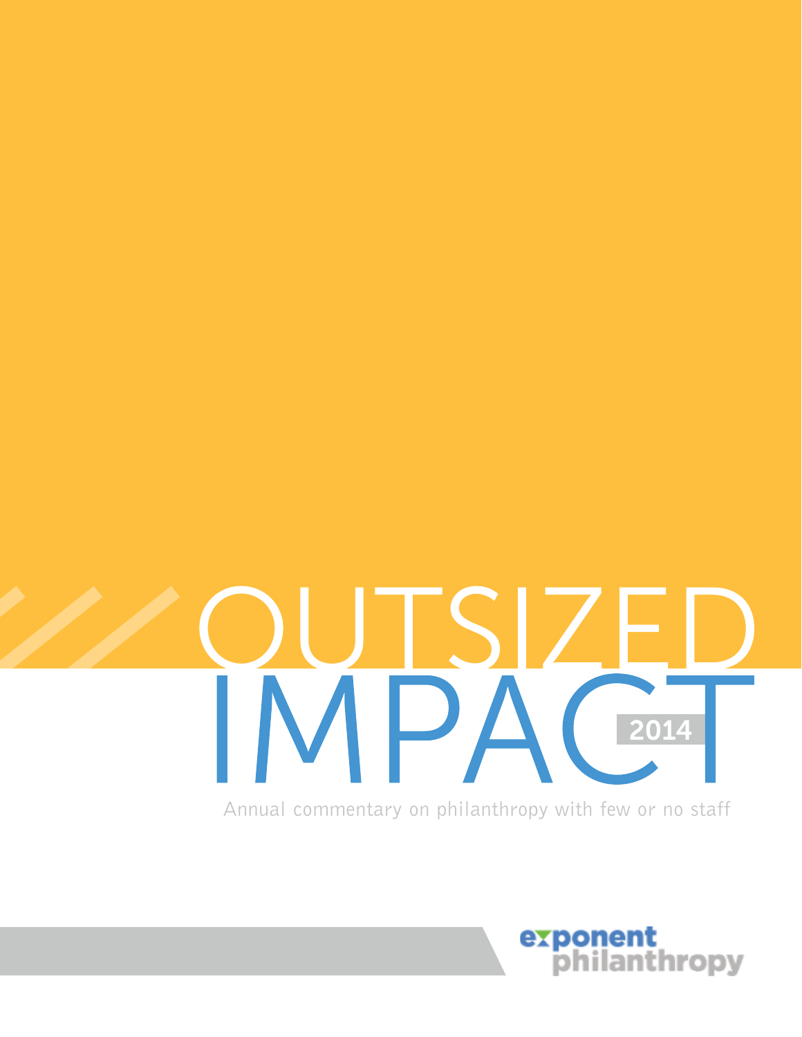# OUTSIZED IMPACT 2014

Annual commentary on philanthropy with few or no staff

exponent philanthropy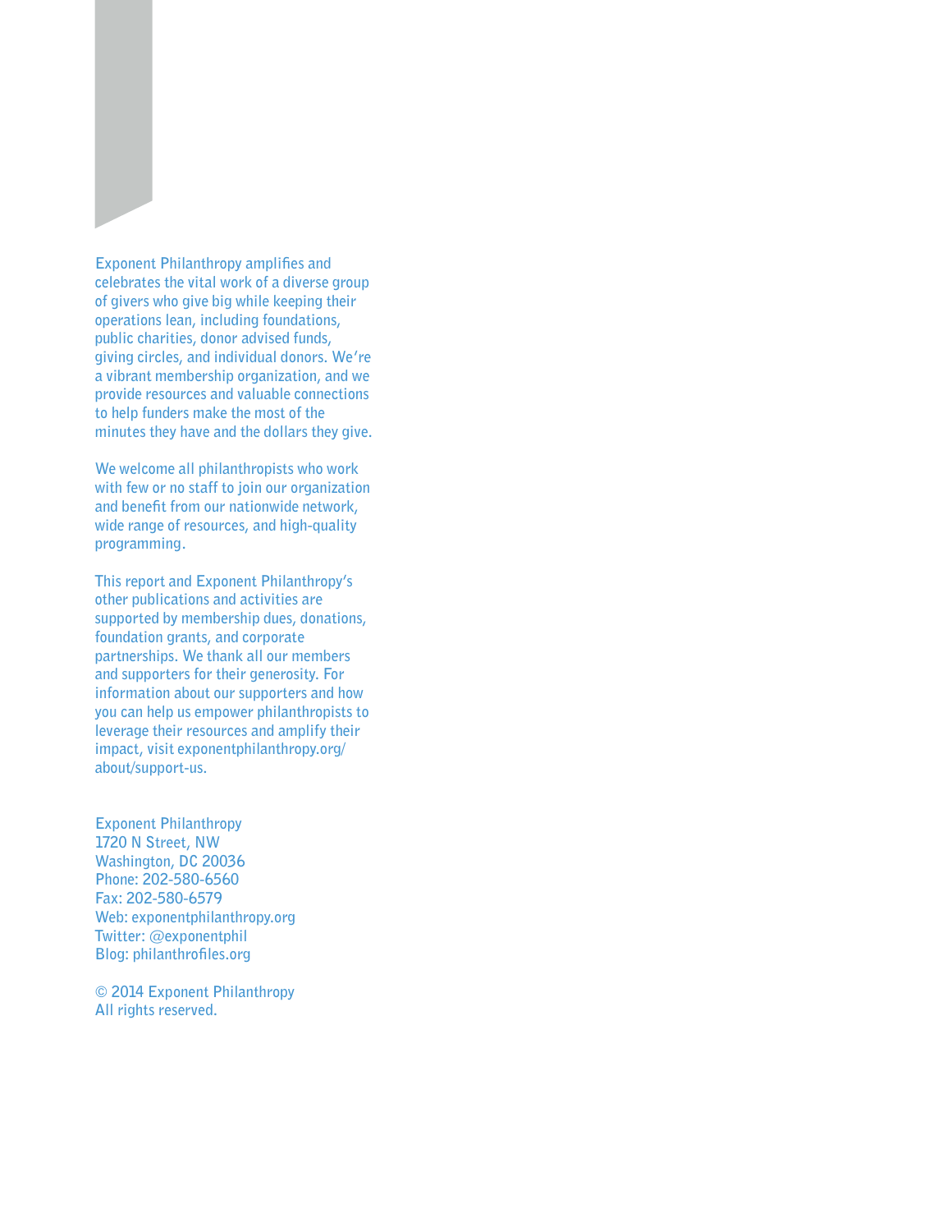Exponent Philanthropy amplifies and celebrates the vital work of a diverse group of givers who give big while keeping their operations lean, including foundations, public charities, donor advised funds, giving circles, and individual donors. We're a vibrant membership organization, and we provide resources and valuable connections to help funders make the most of the minutes they have and the dollars they give.

We welcome all philanthropists who work with few or no staff to join our organization and benefit from our nationwide network, wide range of resources, and high-quality programming.

This report and Exponent Philanthropy's other publications and activities are supported by membership dues, donations, foundation grants, and corporate partnerships. We thank all our members and supporters for their generosity. For information about our supporters and how you can help us empower philanthropists to leverage their resources and amplify their impact, visit exponentphilanthropy.org/about/support-us.

Exponent Philanthropy
1720 N Street, NW
Washington, DC 20036
Phone: 202-580-6560
Fax: 202-580-6579
Web: exponentphilanthropy.org
Twitter: @exponentphil
Blog: philanthrofiles.org

© 2014 Exponent Philanthropy
All rights reserved.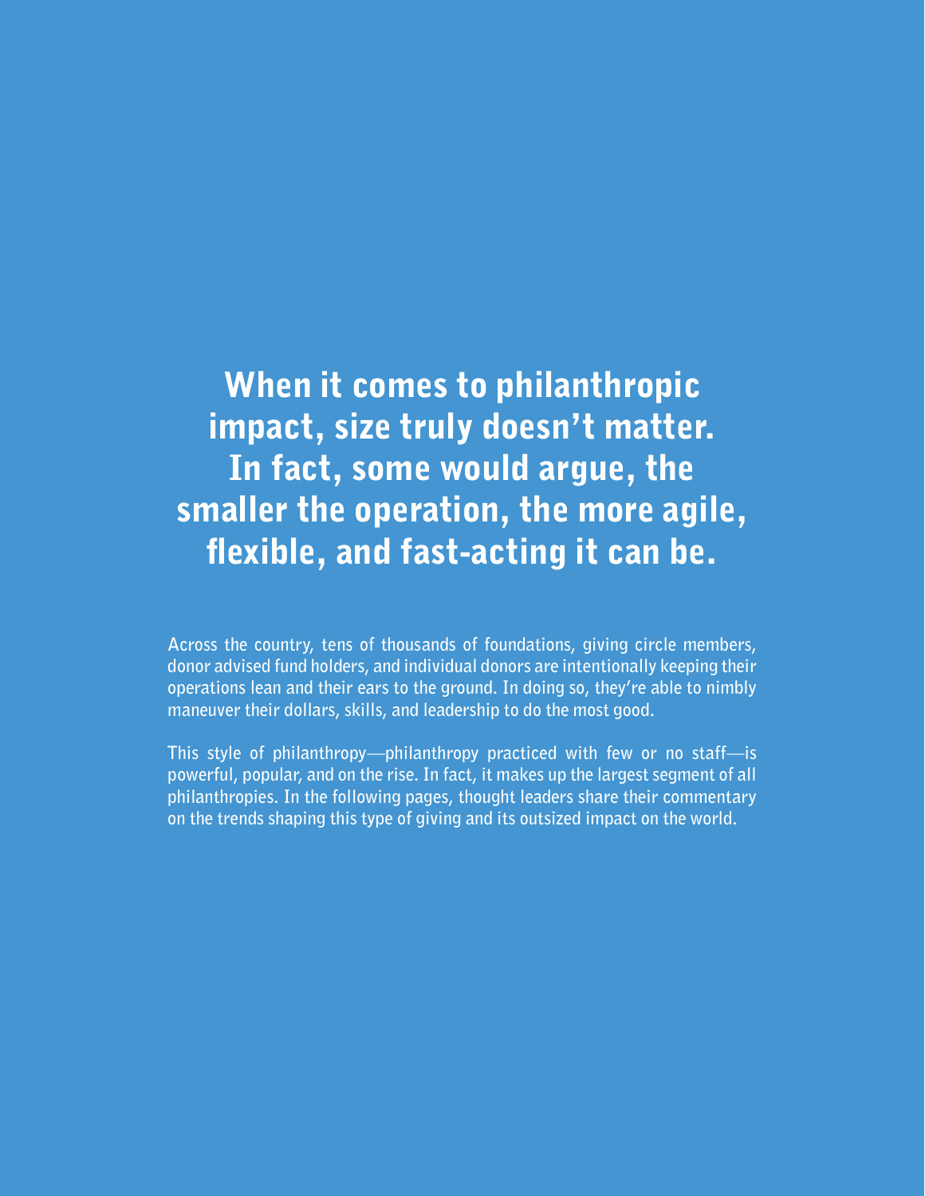**When it comes to philanthropic impact, size truly doesn't matter. In fact, some would argue, the smaller the operation, the more agile, flexible, and fast-acting it can be.**

Across the country, tens of thousands of foundations, giving circle members, donor advised fund holders, and individual donors are intentionally keeping their operations lean and their ears to the ground. In doing so, they're able to nimbly maneuver their dollars, skills, and leadership to do the most good.

This style of philanthropy—philanthropy practiced with few or no staff—is powerful, popular, and on the rise. In fact, it makes up the largest segment of all philanthropies. In the following pages, thought leaders share their commentary on the trends shaping this type of giving and its outsized impact on the world.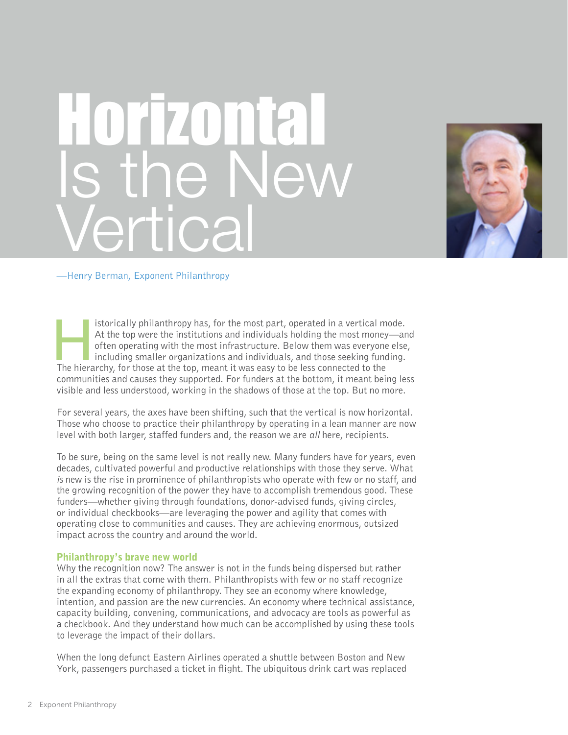# Horizontal Is the New Vertical

—Henry Berman, Exponent Philanthropy

Historically philanthropy has, for the most part, operated in a vertical mode. At the top were the institutions and individuals holding the most money—and often operating with the most infrastructure. Below them was everyone else, including smaller organizations and individuals, and those seeking funding. The hierarchy, for those at the top, meant it was easy to be less connected to the communities and causes they supported. For funders at the bottom, it meant being less visible and less understood, working in the shadows of those at the top. But no more.

For several years, the axes have been shifting, such that the vertical is now horizontal. Those who choose to practice their philanthropy by operating in a lean manner are now level with both larger, staffed funders and, the reason we are *all* here, recipients.

To be sure, being on the same level is not really new. Many funders have for years, even decades, cultivated powerful and productive relationships with those they serve. What *is* new is the rise in prominence of philanthropists who operate with few or no staff, and the growing recognition of the power they have to accomplish tremendous good. These funders—whether giving through foundations, donor-advised funds, giving circles, or individual checkbooks—are leveraging the power and agility that comes with operating close to communities and causes. They are achieving enormous, outsized impact across the country and around the world.

## Philanthropy's brave new world

Why the recognition now? The answer is not in the funds being dispersed but rather in all the extras that come with them. Philanthropists with few or no staff recognize the expanding economy of philanthropy. They see an economy where knowledge, intention, and passion are the new currencies. An economy where technical assistance, capacity building, convening, communications, and advocacy are tools as powerful as a checkbook. And they understand how much can be accomplished by using these tools to leverage the impact of their dollars.

When the long defunct Eastern Airlines operated a shuttle between Boston and New York, passengers purchased a ticket in flight. The ubiquitous drink cart was replaced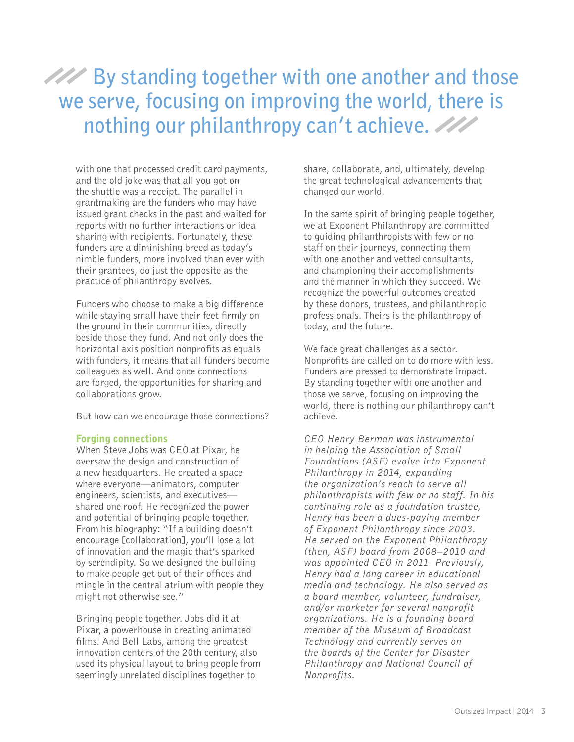> /// By standing together with one another and those we serve, focusing on improving the world, there is nothing our philanthropy can't achieve. ///

with one that processed credit card payments, and the old joke was that all you got on the shuttle was a receipt. The parallel in grantmaking are the funders who may have issued grant checks in the past and waited for reports with no further interactions or idea sharing with recipients. Fortunately, these funders are a diminishing breed as today's nimble funders, more involved than ever with their grantees, do just the opposite as the practice of philanthropy evolves.

Funders who choose to make a big difference while staying small have their feet firmly on the ground in their communities, directly beside those they fund. And not only does the horizontal axis position nonprofits as equals with funders, it means that all funders become colleagues as well. And once connections are forged, the opportunities for sharing and collaborations grow.

But how can we encourage those connections?

### Forging connections

When Steve Jobs was CEO at Pixar, he oversaw the design and construction of a new headquarters. He created a space where everyone—animators, computer engineers, scientists, and executives—shared one roof. He recognized the power and potential of bringing people together. From his biography: "If a building doesn't encourage [collaboration], you'll lose a lot of innovation and the magic that's sparked by serendipity. So we designed the building to make people get out of their offices and mingle in the central atrium with people they might not otherwise see."

Bringing people together. Jobs did it at Pixar, a powerhouse in creating animated films. And Bell Labs, among the greatest innovation centers of the 20th century, also used its physical layout to bring people from seemingly unrelated disciplines together to share, collaborate, and, ultimately, develop the great technological advancements that changed our world.

In the same spirit of bringing people together, we at Exponent Philanthropy are committed to guiding philanthropists with few or no staff on their journeys, connecting them with one another and vetted consultants, and championing their accomplishments and the manner in which they succeed. We recognize the powerful outcomes created by these donors, trustees, and philanthropic professionals. Theirs is the philanthropy of today, and the future.

We face great challenges as a sector. Nonprofits are called on to do more with less. Funders are pressed to demonstrate impact. By standing together with one another and those we serve, focusing on improving the world, there is nothing our philanthropy can't achieve.

*CEO Henry Berman was instrumental in helping the Association of Small Foundations (ASF) evolve into Exponent Philanthropy in 2014, expanding the organization's reach to serve all philanthropists with few or no staff. In his continuing role as a foundation trustee, Henry has been a dues-paying member of Exponent Philanthropy since 2003. He served on the Exponent Philanthropy (then, ASF) board from 2008–2010 and was appointed CEO in 2011. Previously, Henry had a long career in educational media and technology. He also served as a board member, volunteer, fundraiser, and/or marketer for several nonprofit organizations. He is a founding board member of the Museum of Broadcast Technology and currently serves on the boards of the Center for Disaster Philanthropy and National Council of Nonprofits.*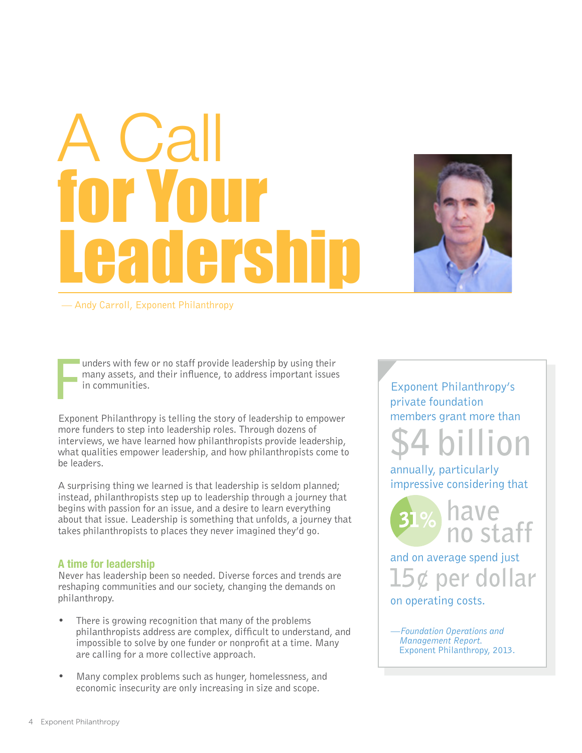# A Call for Your Leadership

— Andy Carroll, Exponent Philanthropy

Funders with few or no staff provide leadership by using their many assets, and their influence, to address important issues in communities.

Exponent Philanthropy is telling the story of leadership to empower more funders to step into leadership roles. Through dozens of interviews, we have learned how philanthropists provide leadership, what qualities empower leadership, and how philanthropists come to be leaders.

A surprising thing we learned is that leadership is seldom planned; instead, philanthropists step up to leadership through a journey that begins with passion for an issue, and a desire to learn everything about that issue. Leadership is something that unfolds, a journey that takes philanthropists to places they never imagined they'd go.

### A time for leadership

Never has leadership been so needed. Diverse forces and trends are reshaping communities and our society, changing the demands on philanthropy.

- There is growing recognition that many of the problems philanthropists address are complex, difficult to understand, and impossible to solve by one funder or nonprofit at a time. Many are calling for a more collective approach.
- Many complex problems such as hunger, homelessness, and economic insecurity are only increasing in size and scope.

> Exponent Philanthropy's private foundation members grant more than **$4 billion** annually, particularly impressive considering that **31% have no staff** and on average spend just **15¢ per dollar** on operating costs.
>
> —*Foundation Operations and Management Report.* Exponent Philanthropy, 2013.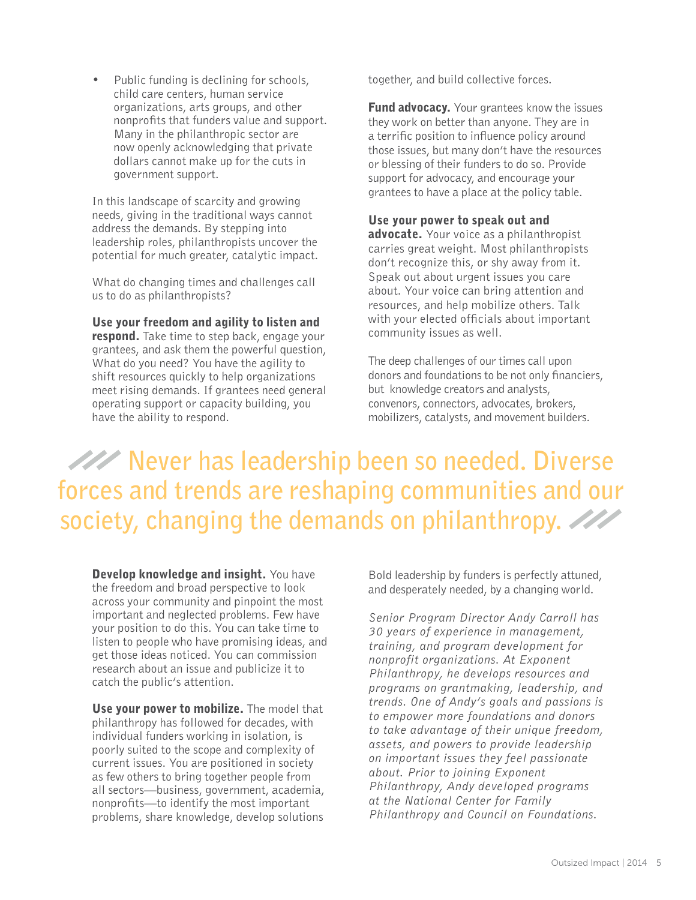- Public funding is declining for schools, child care centers, human service organizations, arts groups, and other nonprofits that funders value and support. Many in the philanthropic sector are now openly acknowledging that private dollars cannot make up for the cuts in government support.

In this landscape of scarcity and growing needs, giving in the traditional ways cannot address the demands. By stepping into leadership roles, philanthropists uncover the potential for much greater, catalytic impact.

What do changing times and challenges call us to do as philanthropists?

**Use your freedom and agility to listen and respond.** Take time to step back, engage your grantees, and ask them the powerful question, What do you need? You have the agility to shift resources quickly to help organizations meet rising demands. If grantees need general operating support or capacity building, you have the ability to respond.

**Develop knowledge and insight.** You have the freedom and broad perspective to look across your community and pinpoint the most important and neglected problems. Few have your position to do this. You can take time to listen to people who have promising ideas, and get those ideas noticed. You can commission research about an issue and publicize it to catch the public's attention.

**Use your power to mobilize.** The model that philanthropy has followed for decades, with individual funders working in isolation, is poorly suited to the scope and complexity of current issues. You are positioned in society as few others to bring together people from all sectors—business, government, academia, nonprofits—to identify the most important problems, share knowledge, develop solutions together, and build collective forces.

**Fund advocacy.** Your grantees know the issues they work on better than anyone. They are in a terrific position to influence policy around those issues, but many don't have the resources or blessing of their funders to do so. Provide support for advocacy, and encourage your grantees to have a place at the policy table.

**Use your power to speak out and advocate.** Your voice as a philanthropist carries great weight. Most philanthropists don't recognize this, or shy away from it. Speak out about urgent issues you care about. Your voice can bring attention and resources, and help mobilize others. Talk with your elected officials about important community issues as well.

The deep challenges of our times call upon donors and foundations to be not only financiers, but knowledge creators and analysts, convenors, connectors, advocates, brokers, mobilizers, catalysts, and movement builders.

> Never has leadership been so needed. Diverse forces and trends are reshaping communities and our society, changing the demands on philanthropy.

Bold leadership by funders is perfectly attuned, and desperately needed, by a changing world.

*Senior Program Director Andy Carroll has 30 years of experience in management, training, and program development for nonprofit organizations. At Exponent Philanthropy, he develops resources and programs on grantmaking, leadership, and trends. One of Andy's goals and passions is to empower more foundations and donors to take advantage of their unique freedom, assets, and powers to provide leadership on important issues they feel passionate about. Prior to joining Exponent Philanthropy, Andy developed programs at the National Center for Family Philanthropy and Council on Foundations.*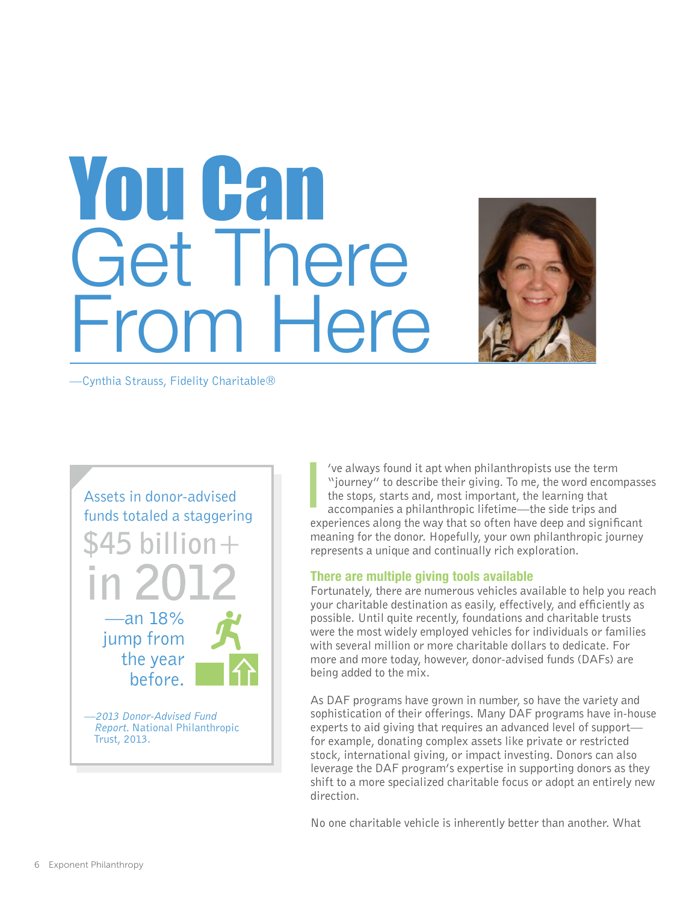# You Can Get There From Here

—Cynthia Strauss, Fidelity Charitable®

> Assets in donor-advised funds totaled a staggering
>
> $45 billion+ in 2012
>
> —an 18% jump from the year before.
>
> —*2013 Donor-Advised Fund Report*. National Philanthropic Trust, 2013.

I've always found it apt when philanthropists use the term "journey" to describe their giving. To me, the word encompasses the stops, starts and, most important, the learning that accompanies a philanthropic lifetime—the side trips and experiences along the way that so often have deep and significant meaning for the donor. Hopefully, your own philanthropic journey represents a unique and continually rich exploration.

## There are multiple giving tools available

Fortunately, there are numerous vehicles available to help you reach your charitable destination as easily, effectively, and efficiently as possible. Until quite recently, foundations and charitable trusts were the most widely employed vehicles for individuals or families with several million or more charitable dollars to dedicate. For more and more today, however, donor-advised funds (DAFs) are being added to the mix.

As DAF programs have grown in number, so have the variety and sophistication of their offerings. Many DAF programs have in-house experts to aid giving that requires an advanced level of support—for example, donating complex assets like private or restricted stock, international giving, or impact investing. Donors can also leverage the DAF program's expertise in supporting donors as they shift to a more specialized charitable focus or adopt an entirely new direction.

No one charitable vehicle is inherently better than another. What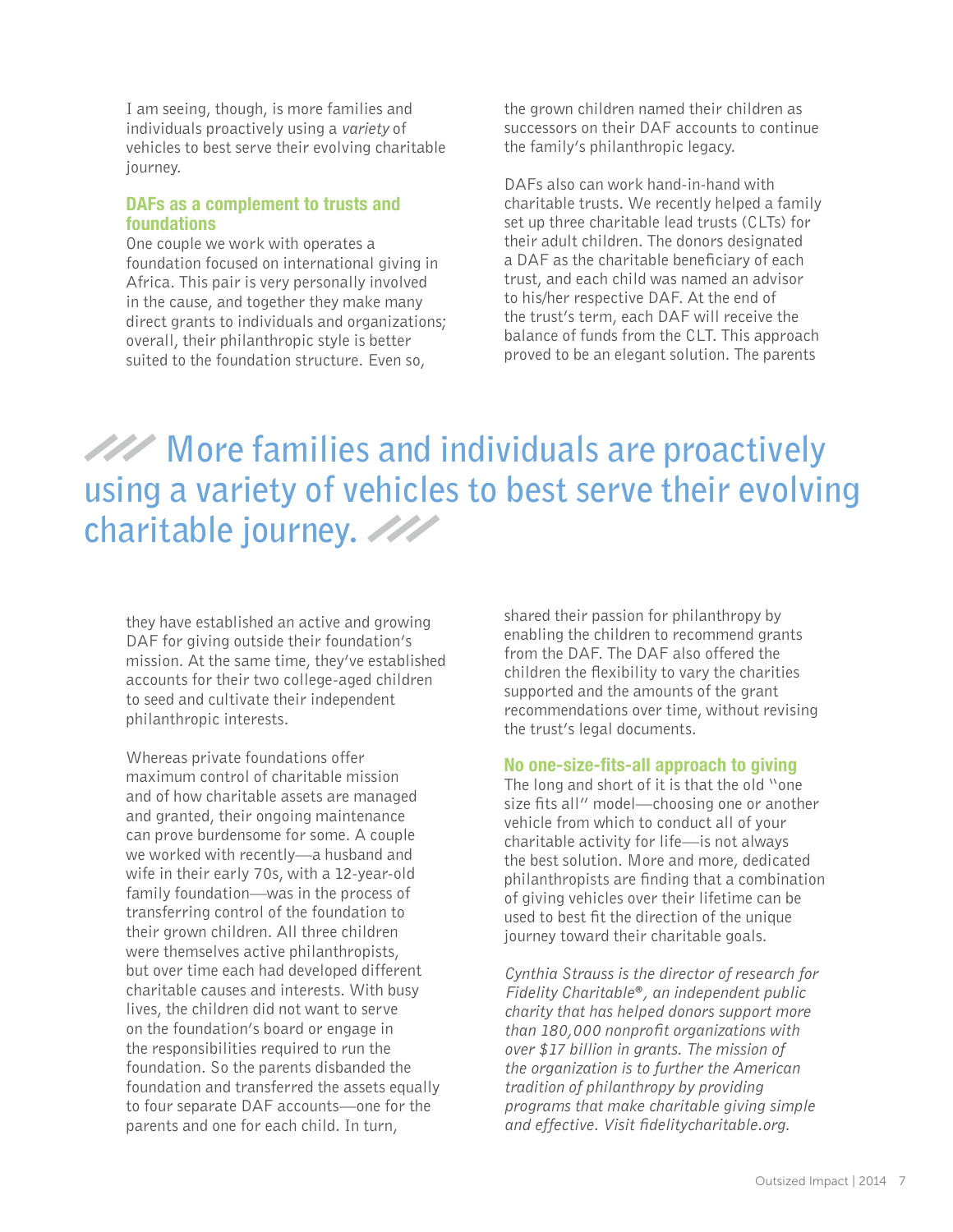I am seeing, though, is more families and individuals proactively using a *variety* of vehicles to best serve their evolving charitable journey.

### DAFs as a complement to trusts and foundations

One couple we work with operates a foundation focused on international giving in Africa. This pair is very personally involved in the cause, and together they make many direct grants to individuals and organizations; overall, their philanthropic style is better suited to the foundation structure. Even so, they have established an active and growing DAF for giving outside their foundation's mission. At the same time, they've established accounts for their two college-aged children to seed and cultivate their independent philanthropic interests.

Whereas private foundations offer maximum control of charitable mission and of how charitable assets are managed and granted, their ongoing maintenance can prove burdensome for some. A couple we worked with recently—a husband and wife in their early 70s, with a 12-year-old family foundation—was in the process of transferring control of the foundation to their grown children. All three children were themselves active philanthropists, but over time each had developed different charitable causes and interests. With busy lives, the children did not want to serve on the foundation's board or engage in the responsibilities required to run the foundation. So the parents disbanded the foundation and transferred the assets equally to four separate DAF accounts—one for the parents and one for each child. In turn, the grown children named their children as successors on their DAF accounts to continue the family's philanthropic legacy.

DAFs also can work hand-in-hand with charitable trusts. We recently helped a family set up three charitable lead trusts (CLTs) for their adult children. The donors designated a DAF as the charitable beneficiary of each trust, and each child was named an advisor to his/her respective DAF. At the end of the trust's term, each DAF will receive the balance of funds from the CLT. This approach proved to be an elegant solution. The parents shared their passion for philanthropy by enabling the children to recommend grants from the DAF. The DAF also offered the children the flexibility to vary the charities supported and the amounts of the grant recommendations over time, without revising the trust's legal documents.

> More families and individuals are proactively using a variety of vehicles to best serve their evolving charitable journey.

### No one-size-fits-all approach to giving

The long and short of it is that the old "one size fits all" model—choosing one or another vehicle from which to conduct all of your charitable activity for life—is not always the best solution. More and more, dedicated philanthropists are finding that a combination of giving vehicles over their lifetime can be used to best fit the direction of the unique journey toward their charitable goals.

*Cynthia Strauss is the director of research for Fidelity Charitable®, an independent public charity that has helped donors support more than 180,000 nonprofit organizations with over $17 billion in grants. The mission of the organization is to further the American tradition of philanthropy by providing programs that make charitable giving simple and effective. Visit fidelitycharitable.org.*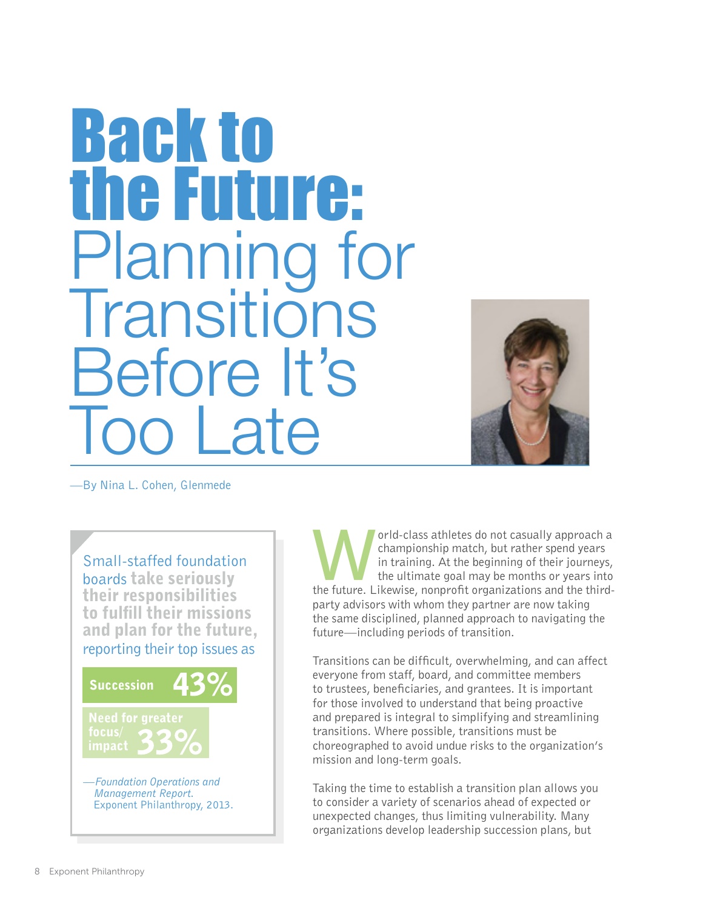# Back to the Future: Planning for Transitions Before It's Too Late

—By Nina L. Cohen, Glenmede

Small-staffed foundation boards **take seriously their responsibilities to fulfill their missions and plan for the future,** reporting their top issues as

**Succession 43%**

**Need for greater focus/impact 33%**

—*Foundation Operations and Management Report.* Exponent Philanthropy, 2013.

World-class athletes do not casually approach a championship match, but rather spend years in training. At the beginning of their journeys, the ultimate goal may be months or years into the future. Likewise, nonprofit organizations and the third-party advisors with whom they partner are now taking the same disciplined, planned approach to navigating the future—including periods of transition.

Transitions can be difficult, overwhelming, and can affect everyone from staff, board, and committee members to trustees, beneficiaries, and grantees. It is important for those involved to understand that being proactive and prepared is integral to simplifying and streamlining transitions. Where possible, transitions must be choreographed to avoid undue risks to the organization's mission and long-term goals.

Taking the time to establish a transition plan allows you to consider a variety of scenarios ahead of expected or unexpected changes, thus limiting vulnerability. Many organizations develop leadership succession plans, but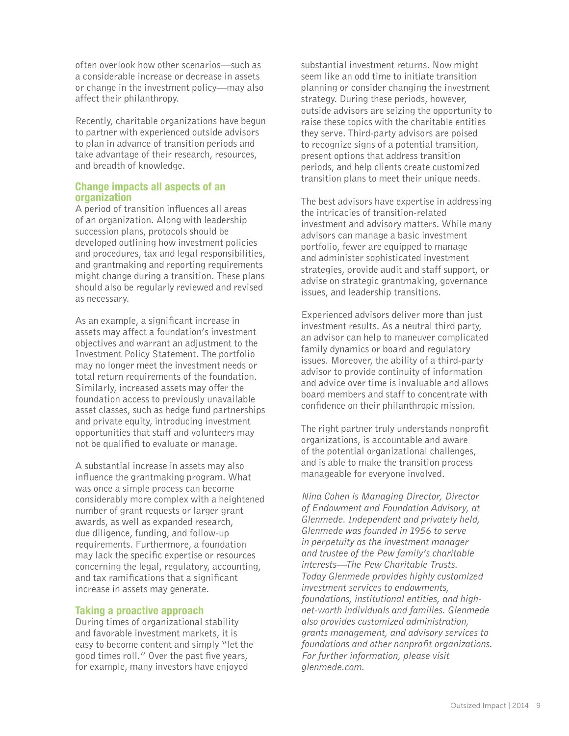often overlook how other scenarios—such as a considerable increase or decrease in assets or change in the investment policy—may also affect their philanthropy.

Recently, charitable organizations have begun to partner with experienced outside advisors to plan in advance of transition periods and take advantage of their research, resources, and breadth of knowledge.

## Change impacts all aspects of an organization

A period of transition influences all areas of an organization. Along with leadership succession plans, protocols should be developed outlining how investment policies and procedures, tax and legal responsibilities, and grantmaking and reporting requirements might change during a transition. These plans should also be regularly reviewed and revised as necessary.

As an example, a significant increase in assets may affect a foundation's investment objectives and warrant an adjustment to the Investment Policy Statement. The portfolio may no longer meet the investment needs or total return requirements of the foundation. Similarly, increased assets may offer the foundation access to previously unavailable asset classes, such as hedge fund partnerships and private equity, introducing investment opportunities that staff and volunteers may not be qualified to evaluate or manage.

A substantial increase in assets may also influence the grantmaking program. What was once a simple process can become considerably more complex with a heightened number of grant requests or larger grant awards, as well as expanded research, due diligence, funding, and follow-up requirements. Furthermore, a foundation may lack the specific expertise or resources concerning the legal, regulatory, accounting, and tax ramifications that a significant increase in assets may generate.

## Taking a proactive approach

During times of organizational stability and favorable investment markets, it is easy to become content and simply "let the good times roll." Over the past five years, for example, many investors have enjoyed substantial investment returns. Now might seem like an odd time to initiate transition planning or consider changing the investment strategy. During these periods, however, outside advisors are seizing the opportunity to raise these topics with the charitable entities they serve. Third-party advisors are poised to recognize signs of a potential transition, present options that address transition periods, and help clients create customized transition plans to meet their unique needs.

The best advisors have expertise in addressing the intricacies of transition-related investment and advisory matters. While many advisors can manage a basic investment portfolio, fewer are equipped to manage and administer sophisticated investment strategies, provide audit and staff support, or advise on strategic grantmaking, governance issues, and leadership transitions.

Experienced advisors deliver more than just investment results. As a neutral third party, an advisor can help to maneuver complicated family dynamics or board and regulatory issues. Moreover, the ability of a third-party advisor to provide continuity of information and advice over time is invaluable and allows board members and staff to concentrate with confidence on their philanthropic mission.

The right partner truly understands nonprofit organizations, is accountable and aware of the potential organizational challenges, and is able to make the transition process manageable for everyone involved.

*Nina Cohen is Managing Director, Director of Endowment and Foundation Advisory, at Glenmede. Independent and privately held, Glenmede was founded in 1956 to serve in perpetuity as the investment manager and trustee of the Pew family's charitable interests—The Pew Charitable Trusts. Today Glenmede provides highly customized investment services to endowments, foundations, institutional entities, and high-net-worth individuals and families. Glenmede also provides customized administration, grants management, and advisory services to foundations and other nonprofit organizations. For further information, please visit glenmede.com.*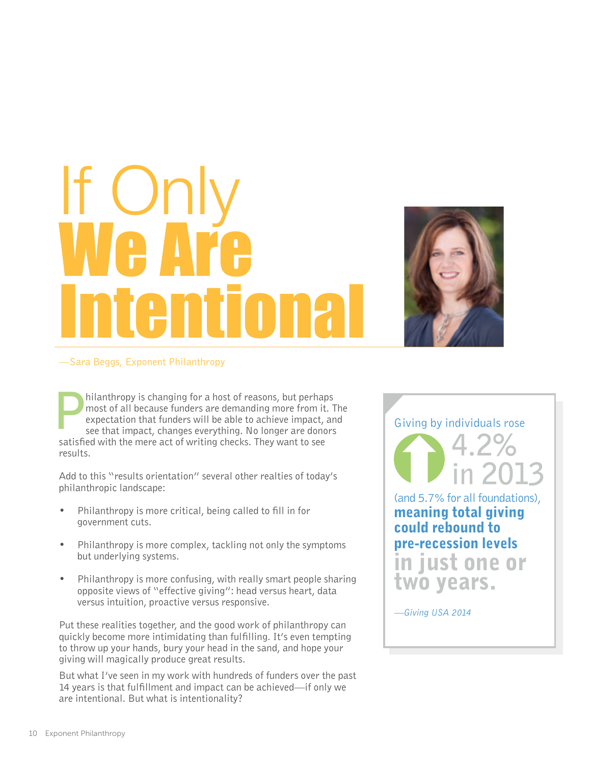# If Only We Are Intentional

—Sara Beggs, Exponent Philanthropy

Philanthropy is changing for a host of reasons, but perhaps most of all because funders are demanding more from it. The expectation that funders will be able to achieve impact, and see that impact, changes everything. No longer are donors satisfied with the mere act of writing checks. They want to see results.

Add to this "results orientation" several other realties of today's philanthropic landscape:

- Philanthropy is more critical, being called to fill in for government cuts.
- Philanthropy is more complex, tackling not only the symptoms but underlying systems.
- Philanthropy is more confusing, with really smart people sharing opposite views of "effective giving": head versus heart, data versus intuition, proactive versus responsive.

Put these realities together, and the good work of philanthropy can quickly become more intimidating than fulfilling. It's even tempting to throw up your hands, bury your head in the sand, and hope your giving will magically produce great results.

But what I've seen in my work with hundreds of funders over the past 14 years is that fulfillment and impact can be achieved—if only we are intentional. But what is intentionality?

> Giving by individuals rose **4.2% in 2013** (and 5.7% for all foundations), **meaning total giving could rebound to pre-recession levels in just one or two years.**
>
> *—Giving USA 2014*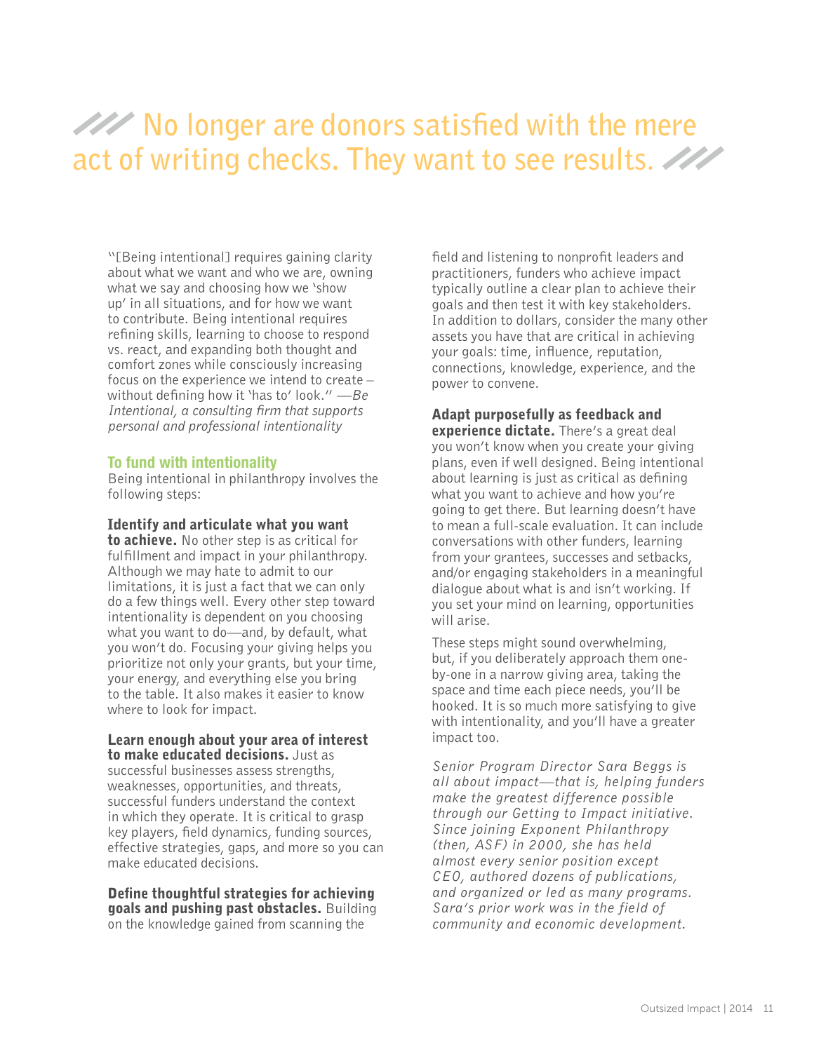## No longer are donors satisfied with the mere act of writing checks. They want to see results.

"[Being intentional] requires gaining clarity about what we want and who we are, owning what we say and choosing how we 'show up' in all situations, and for how we want to contribute. Being intentional requires refining skills, learning to choose to respond vs. react, and expanding both thought and comfort zones while consciously increasing focus on the experience we intend to create – without defining how it 'has to' look." —*Be Intentional, a consulting firm that supports personal and professional intentionality*

### To fund with intentionality

Being intentional in philanthropy involves the following steps:

**Identify and articulate what you want to achieve.** No other step is as critical for fulfillment and impact in your philanthropy. Although we may hate to admit to our limitations, it is just a fact that we can only do a few things well. Every other step toward intentionality is dependent on you choosing what you want to do—and, by default, what you won't do. Focusing your giving helps you prioritize not only your grants, but your time, your energy, and everything else you bring to the table. It also makes it easier to know where to look for impact.

**Learn enough about your area of interest to make educated decisions.** Just as successful businesses assess strengths, weaknesses, opportunities, and threats, successful funders understand the context in which they operate. It is critical to grasp key players, field dynamics, funding sources, effective strategies, gaps, and more so you can make educated decisions.

**Define thoughtful strategies for achieving goals and pushing past obstacles.** Building on the knowledge gained from scanning the field and listening to nonprofit leaders and practitioners, funders who achieve impact typically outline a clear plan to achieve their goals and then test it with key stakeholders. In addition to dollars, consider the many other assets you have that are critical in achieving your goals: time, influence, reputation, connections, knowledge, experience, and the power to convene.

**Adapt purposefully as feedback and experience dictate.** There's a great deal you won't know when you create your giving plans, even if well designed. Being intentional about learning is just as critical as defining what you want to achieve and how you're going to get there. But learning doesn't have to mean a full-scale evaluation. It can include conversations with other funders, learning from your grantees, successes and setbacks, and/or engaging stakeholders in a meaningful dialogue about what is and isn't working. If you set your mind on learning, opportunities will arise.

These steps might sound overwhelming, but, if you deliberately approach them one-by-one in a narrow giving area, taking the space and time each piece needs, you'll be hooked. It is so much more satisfying to give with intentionality, and you'll have a greater impact too.

*Senior Program Director Sara Beggs is all about impact—that is, helping funders make the greatest difference possible through our Getting to Impact initiative. Since joining Exponent Philanthropy (then, ASF) in 2000, she has held almost every senior position except CEO, authored dozens of publications, and organized or led as many programs. Sara's prior work was in the field of community and economic development.*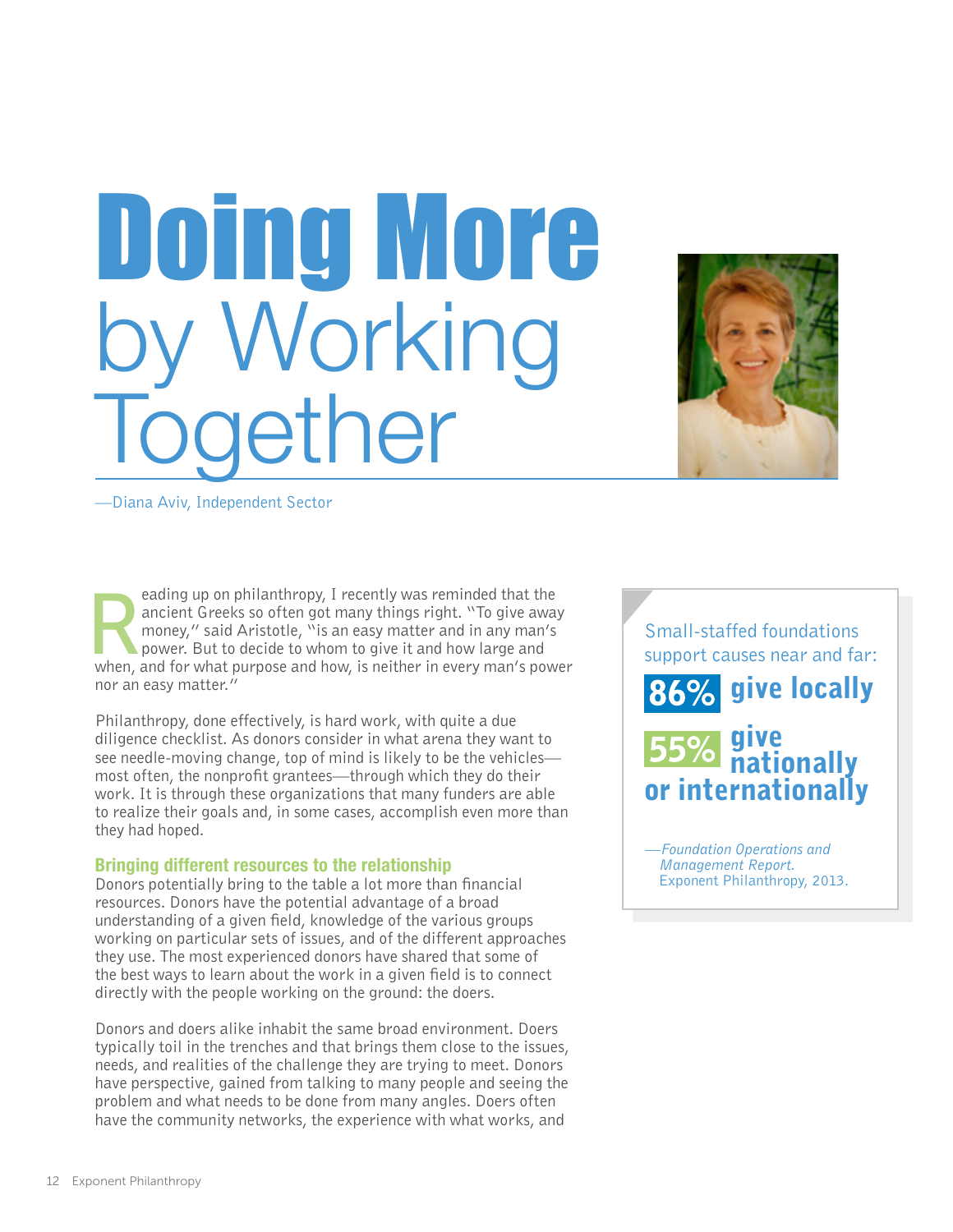# Doing More by Working Together

—Diana Aviv, Independent Sector

Reading up on philanthropy, I recently was reminded that the ancient Greeks so often got many things right. "To give away money," said Aristotle, "is an easy matter and in any man's power. But to decide to whom to give it and how large and when, and for what purpose and how, is neither in every man's power nor an easy matter."

Philanthropy, done effectively, is hard work, with quite a due diligence checklist. As donors consider in what arena they want to see needle-moving change, top of mind is likely to be the vehicles—most often, the nonprofit grantees—through which they do their work. It is through these organizations that many funders are able to realize their goals and, in some cases, accomplish even more than they had hoped.

### Bringing different resources to the relationship

Donors potentially bring to the table a lot more than financial resources. Donors have the potential advantage of a broad understanding of a given field, knowledge of the various groups working on particular sets of issues, and of the different approaches they use. The most experienced donors have shared that some of the best ways to learn about the work in a given field is to connect directly with the people working on the ground: the doers.

Donors and doers alike inhabit the same broad environment. Doers typically toil in the trenches and that brings them close to the issues, needs, and realities of the challenge they are trying to meet. Donors have perspective, gained from talking to many people and seeing the problem and what needs to be done from many angles. Doers often have the community networks, the experience with what works, and

> Small-staffed foundations support causes near and far:
>
> **86% give locally**
>
> **55% give nationally or internationally**
>
> —*Foundation Operations and Management Report.* Exponent Philanthropy, 2013.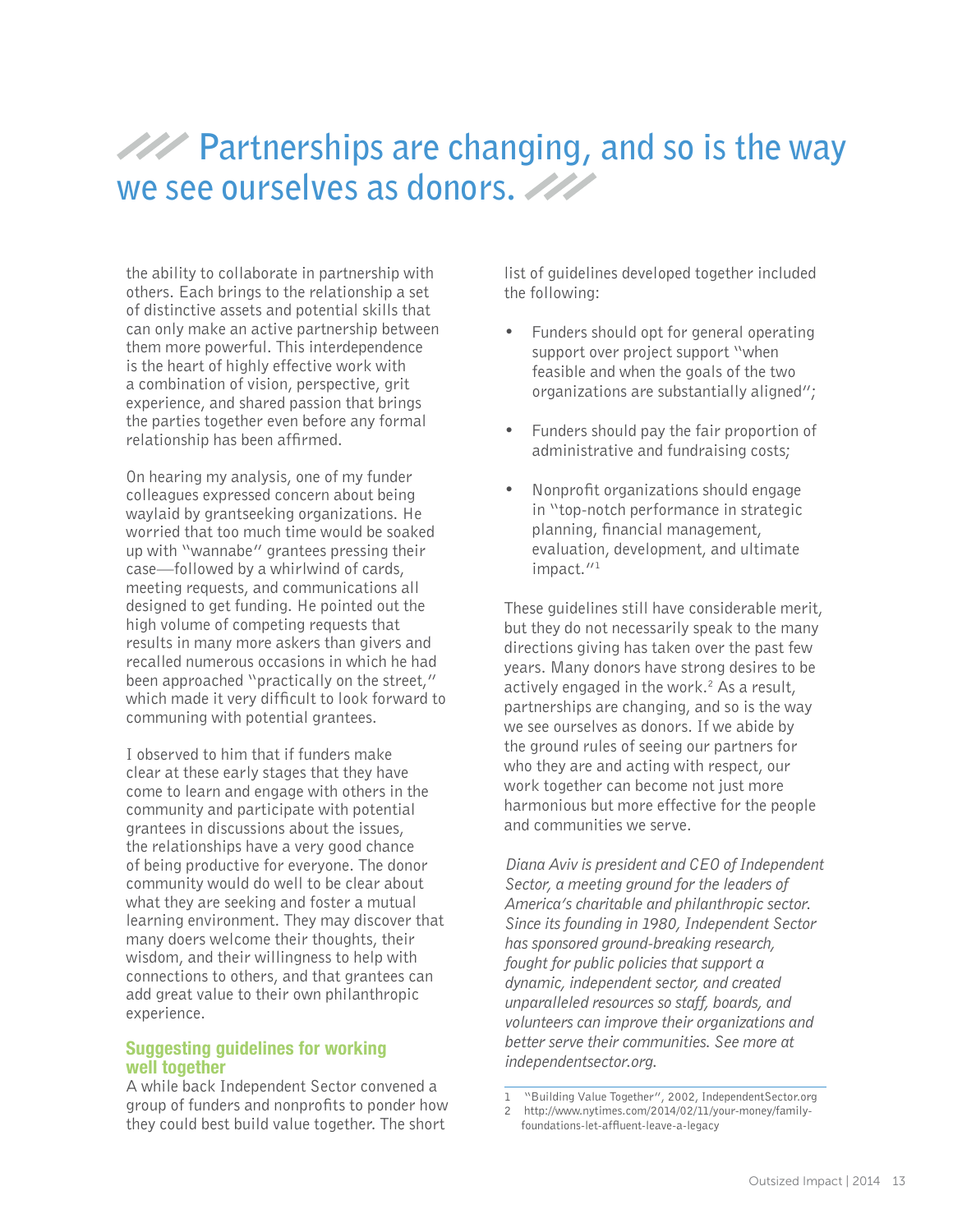# Partnerships are changing, and so is the way we see ourselves as donors.

the ability to collaborate in partnership with others. Each brings to the relationship a set of distinctive assets and potential skills that can only make an active partnership between them more powerful. This interdependence is the heart of highly effective work with a combination of vision, perspective, grit experience, and shared passion that brings the parties together even before any formal relationship has been affirmed.

On hearing my analysis, one of my funder colleagues expressed concern about being waylaid by grantseeking organizations. He worried that too much time would be soaked up with "wannabe" grantees pressing their case—followed by a whirlwind of cards, meeting requests, and communications all designed to get funding. He pointed out the high volume of competing requests that results in many more askers than givers and recalled numerous occasions in which he had been approached "practically on the street," which made it very difficult to look forward to communing with potential grantees.

I observed to him that if funders make clear at these early stages that they have come to learn and engage with others in the community and participate with potential grantees in discussions about the issues, the relationships have a very good chance of being productive for everyone. The donor community would do well to be clear about what they are seeking and foster a mutual learning environment. They may discover that many doers welcome their thoughts, their wisdom, and their willingness to help with connections to others, and that grantees can add great value to their own philanthropic experience.

## Suggesting guidelines for working well together

A while back Independent Sector convened a group of funders and nonprofits to ponder how they could best build value together. The short list of guidelines developed together included the following:

- Funders should opt for general operating support over project support "when feasible and when the goals of the two organizations are substantially aligned";
- Funders should pay the fair proportion of administrative and fundraising costs;
- Nonprofit organizations should engage in "top-notch performance in strategic planning, financial management, evaluation, development, and ultimate impact."[1]

These guidelines still have considerable merit, but they do not necessarily speak to the many directions giving has taken over the past few years. Many donors have strong desires to be actively engaged in the work.[2] As a result, partnerships are changing, and so is the way we see ourselves as donors. If we abide by the ground rules of seeing our partners for who they are and acting with respect, our work together can become not just more harmonious but more effective for the people and communities we serve.

*Diana Aviv is president and CEO of Independent Sector, a meeting ground for the leaders of America's charitable and philanthropic sector. Since its founding in 1980, Independent Sector has sponsored ground-breaking research, fought for public policies that support a dynamic, independent sector, and created unparalleled resources so staff, boards, and volunteers can improve their organizations and better serve their communities. See more at independentsector.org.*

---

1 "Building Value Together", 2002, IndependentSector.org
2 http://www.nytimes.com/2014/02/11/your-money/family-foundations-let-affluent-leave-a-legacy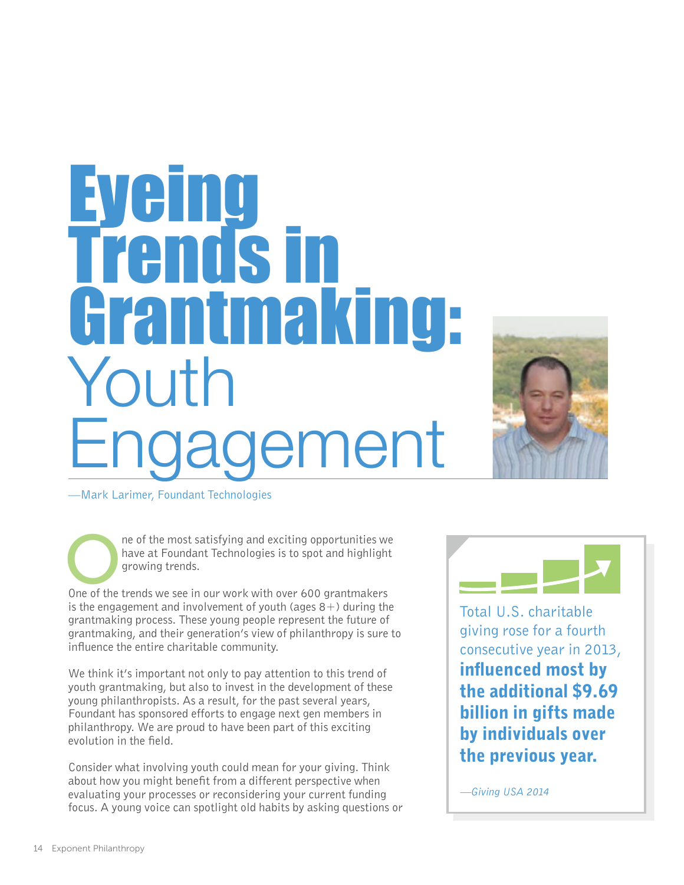# Eyeing Trends in Grantmaking: Youth Engagement

—Mark Larimer, Foundant Technologies

One of the most satisfying and exciting opportunities we have at Foundant Technologies is to spot and highlight growing trends.

One of the trends we see in our work with over 600 grantmakers is the engagement and involvement of youth (ages 8+) during the grantmaking process. These young people represent the future of grantmaking, and their generation's view of philanthropy is sure to influence the entire charitable community.

We think it's important not only to pay attention to this trend of youth grantmaking, but also to invest in the development of these young philanthropists. As a result, for the past several years, Foundant has sponsored efforts to engage next gen members in philanthropy. We are proud to have been part of this exciting evolution in the field.

Consider what involving youth could mean for your giving. Think about how you might benefit from a different perspective when evaluating your processes or reconsidering your current funding focus. A young voice can spotlight old habits by asking questions or

Total U.S. charitable giving rose for a fourth consecutive year in 2013, **influenced most by the additional $9.69 billion in gifts made by individuals over the previous year.**

*—Giving USA 2014*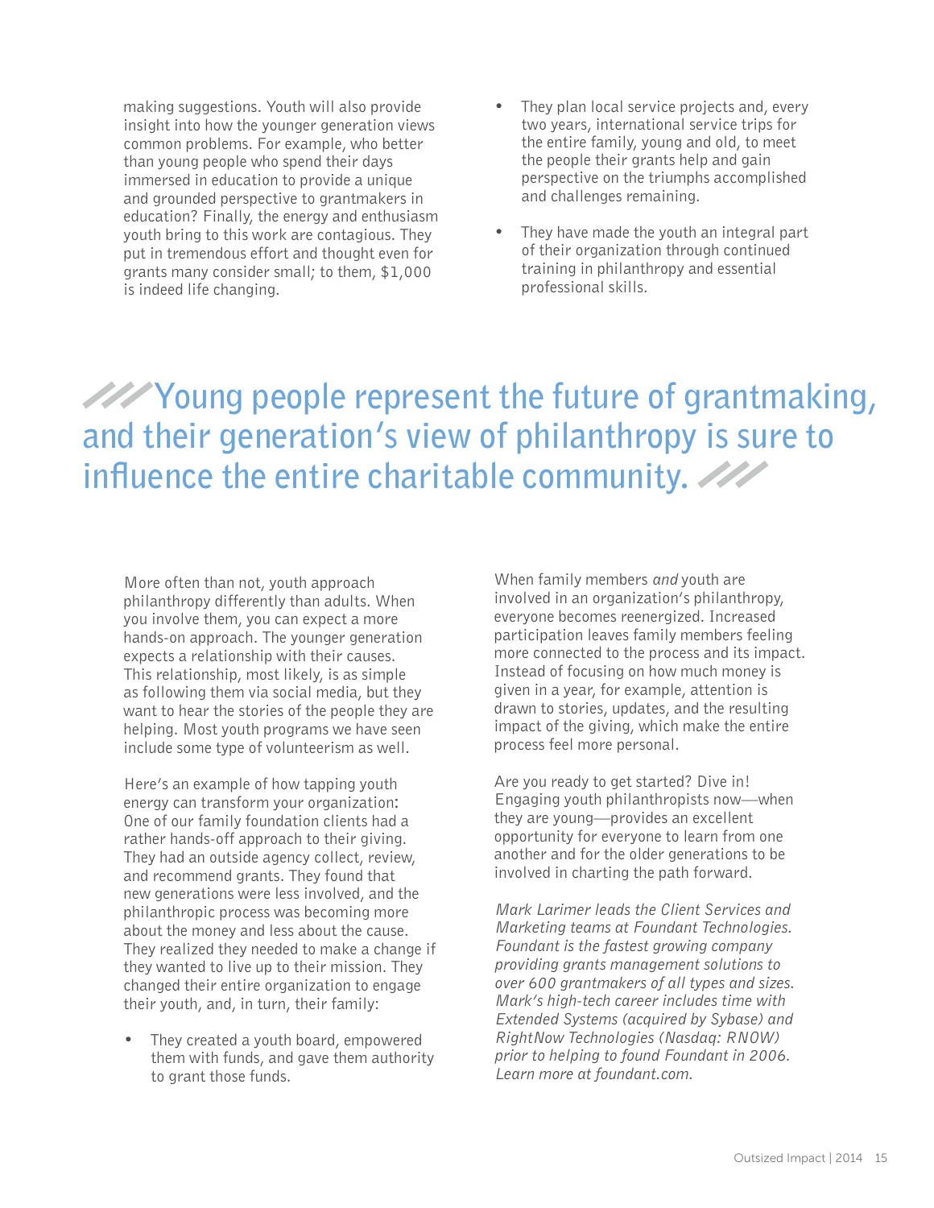making suggestions. Youth will also provide insight into how the younger generation views common problems. For example, who better than young people who spend their days immersed in education to provide a unique and grounded perspective to grantmakers in education? Finally, the energy and enthusiasm youth bring to this work are contagious. They put in tremendous effort and thought even for grants many consider small; to them, $1,000 is indeed life changing.

- They plan local service projects and, every two years, international service trips for the entire family, young and old, to meet the people their grants help and gain perspective on the triumphs accomplished and challenges remaining.
- They have made the youth an integral part of their organization through continued training in philanthropy and essential professional skills.

> Young people represent the future of grantmaking, and their generation's view of philanthropy is sure to influence the entire charitable community.

More often than not, youth approach philanthropy differently than adults. When you involve them, you can expect a more hands-on approach. The younger generation expects a relationship with their causes. This relationship, most likely, is as simple as following them via social media, but they want to hear the stories of the people they are helping. Most youth programs we have seen include some type of volunteerism as well.

Here's an example of how tapping youth energy can transform your organization: One of our family foundation clients had a rather hands-off approach to their giving. They had an outside agency collect, review, and recommend grants. They found that new generations were less involved, and the philanthropic process was becoming more about the money and less about the cause. They realized they needed to make a change if they wanted to live up to their mission. They changed their entire organization to engage their youth, and, in turn, their family:

- They created a youth board, empowered them with funds, and gave them authority to grant those funds.

When family members *and* youth are involved in an organization's philanthropy, everyone becomes reenergized. Increased participation leaves family members feeling more connected to the process and its impact. Instead of focusing on how much money is given in a year, for example, attention is drawn to stories, updates, and the resulting impact of the giving, which make the entire process feel more personal.

Are you ready to get started? Dive in! Engaging youth philanthropists now—when they are young—provides an excellent opportunity for everyone to learn from one another and for the older generations to be involved in charting the path forward.

*Mark Larimer leads the Client Services and Marketing teams at Foundant Technologies. Foundant is the fastest growing company providing grants management solutions to over 600 grantmakers of all types and sizes. Mark's high-tech career includes time with Extended Systems (acquired by Sybase) and RightNow Technologies (Nasdaq: RNOW) prior to helping to found Foundant in 2006. Learn more at foundant.com.*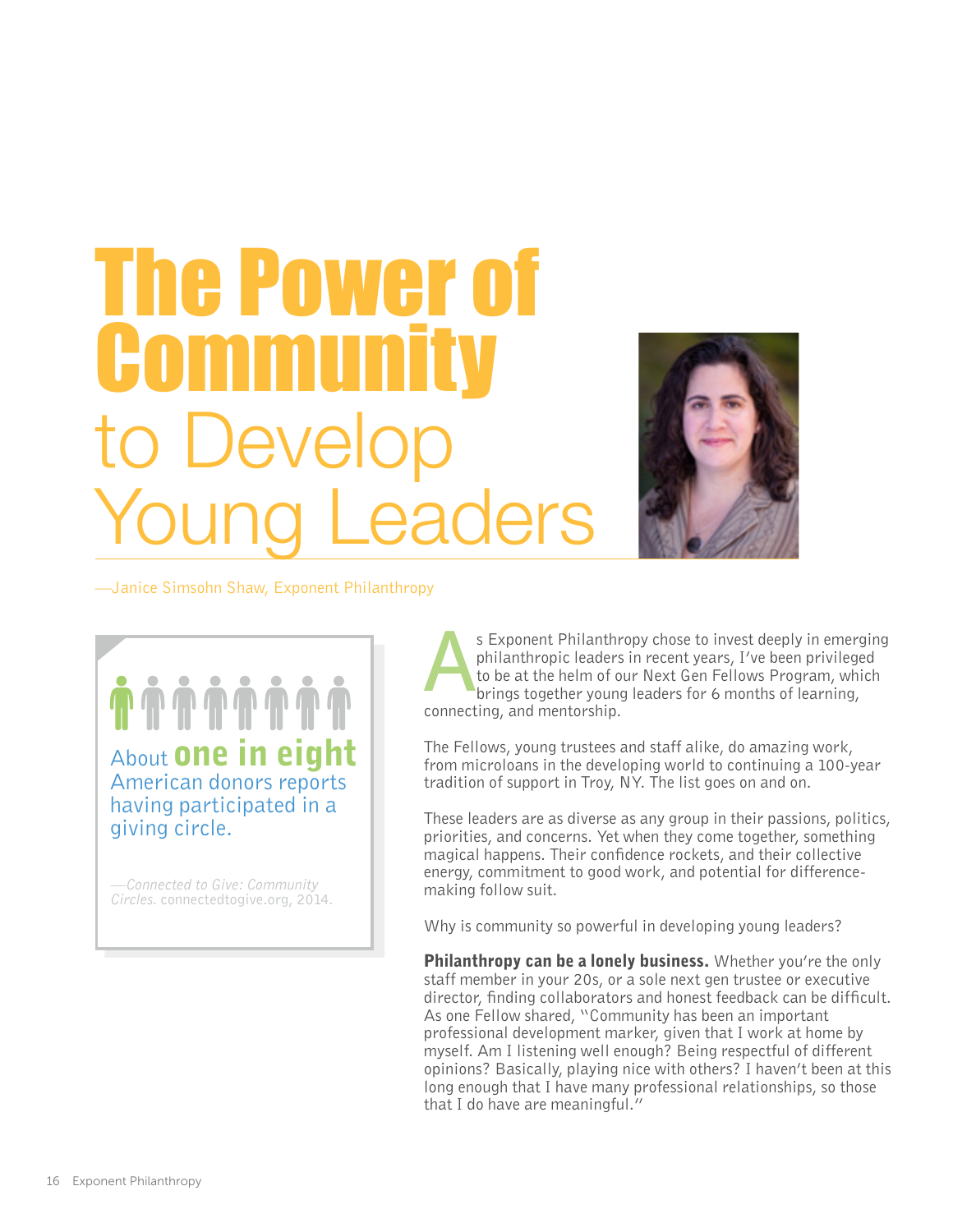# The Power of Community to Develop Young Leaders

—Janice Simsohn Shaw, Exponent Philanthropy

> About **one in eight** American donors reports having participated in a giving circle.
>
> —*Connected to Give: Community Circles.* connectedtogive.org, 2014.

As Exponent Philanthropy chose to invest deeply in emerging philanthropic leaders in recent years, I've been privileged to be at the helm of our Next Gen Fellows Program, which brings together young leaders for 6 months of learning, connecting, and mentorship.

The Fellows, young trustees and staff alike, do amazing work, from microloans in the developing world to continuing a 100-year tradition of support in Troy, NY. The list goes on and on.

These leaders are as diverse as any group in their passions, politics, priorities, and concerns. Yet when they come together, something magical happens. Their confidence rockets, and their collective energy, commitment to good work, and potential for difference-making follow suit.

Why is community so powerful in developing young leaders?

**Philanthropy can be a lonely business.** Whether you're the only staff member in your 20s, or a sole next gen trustee or executive director, finding collaborators and honest feedback can be difficult. As one Fellow shared, "Community has been an important professional development marker, given that I work at home by myself. Am I listening well enough? Being respectful of different opinions? Basically, playing nice with others? I haven't been at this long enough that I have many professional relationships, so those that I do have are meaningful."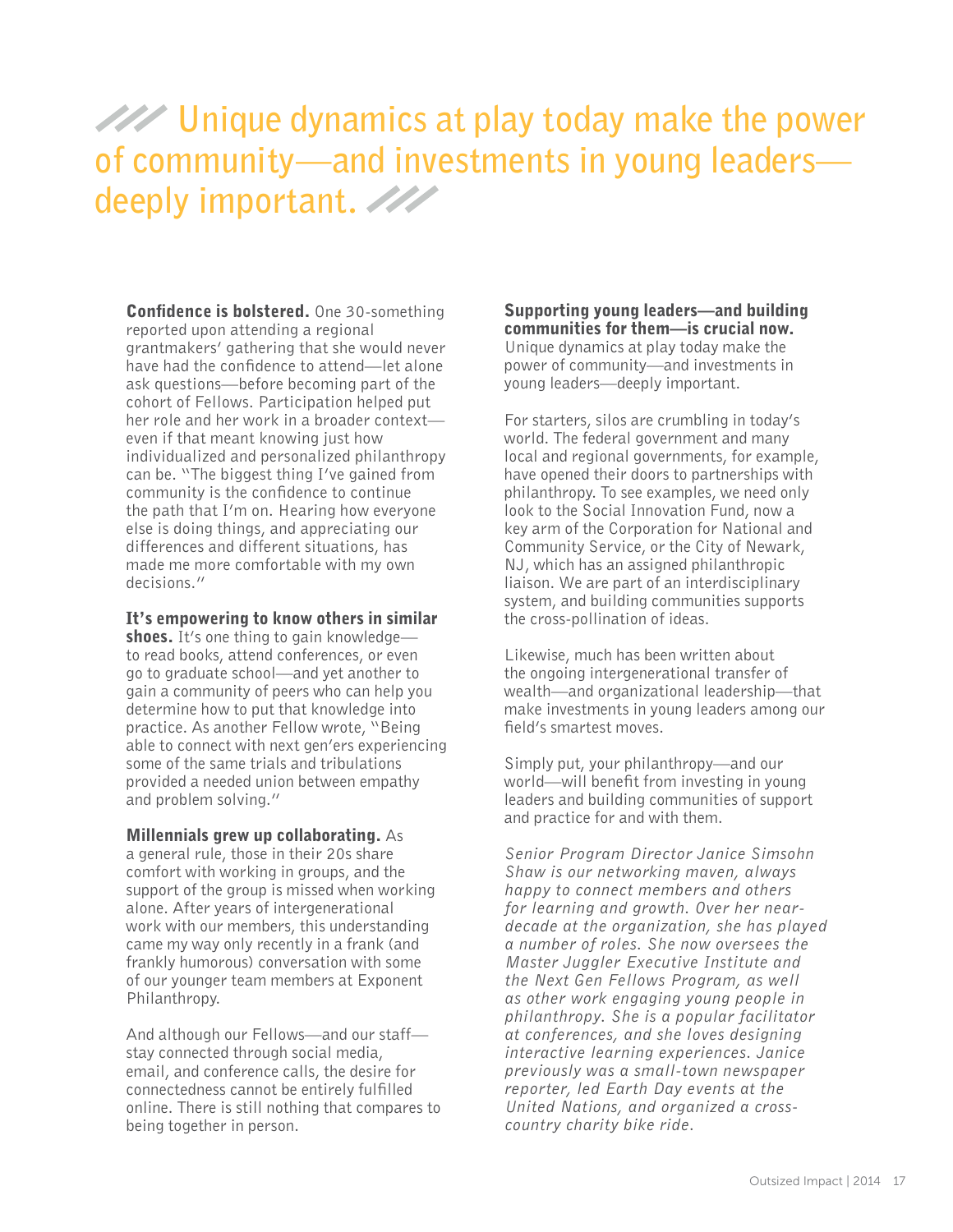# Unique dynamics at play today make the power of community—and investments in young leaders—deeply important.

**Confidence is bolstered.** One 30-something reported upon attending a regional grantmakers' gathering that she would never have had the confidence to attend—let alone ask questions—before becoming part of the cohort of Fellows. Participation helped put her role and her work in a broader context—even if that meant knowing just how individualized and personalized philanthropy can be. "The biggest thing I've gained from community is the confidence to continue the path that I'm on. Hearing how everyone else is doing things, and appreciating our differences and different situations, has made me more comfortable with my own decisions."

**It's empowering to know others in similar shoes.** It's one thing to gain knowledge—to read books, attend conferences, or even go to graduate school—and yet another to gain a community of peers who can help you determine how to put that knowledge into practice. As another Fellow wrote, "Being able to connect with next gen'ers experiencing some of the same trials and tribulations provided a needed union between empathy and problem solving."

**Millennials grew up collaborating.** As a general rule, those in their 20s share comfort with working in groups, and the support of the group is missed when working alone. After years of intergenerational work with our members, this understanding came my way only recently in a frank (and frankly humorous) conversation with some of our younger team members at Exponent Philanthropy.

And although our Fellows—and our staff—stay connected through social media, email, and conference calls, the desire for connectedness cannot be entirely fulfilled online. There is still nothing that compares to being together in person.

**Supporting young leaders—and building communities for them—is crucial now.** Unique dynamics at play today make the power of community—and investments in young leaders—deeply important.

For starters, silos are crumbling in today's world. The federal government and many local and regional governments, for example, have opened their doors to partnerships with philanthropy. To see examples, we need only look to the Social Innovation Fund, now a key arm of the Corporation for National and Community Service, or the City of Newark, NJ, which has an assigned philanthropic liaison. We are part of an interdisciplinary system, and building communities supports the cross-pollination of ideas.

Likewise, much has been written about the ongoing intergenerational transfer of wealth—and organizational leadership—that make investments in young leaders among our field's smartest moves.

Simply put, your philanthropy—and our world—will benefit from investing in young leaders and building communities of support and practice for and with them.

*Senior Program Director Janice Simsohn Shaw is our networking maven, always happy to connect members and others for learning and growth. Over her near-decade at the organization, she has played a number of roles. She now oversees the Master Juggler Executive Institute and the Next Gen Fellows Program, as well as other work engaging young people in philanthropy. She is a popular facilitator at conferences, and she loves designing interactive learning experiences. Janice previously was a small-town newspaper reporter, led Earth Day events at the United Nations, and organized a cross-country charity bike ride.*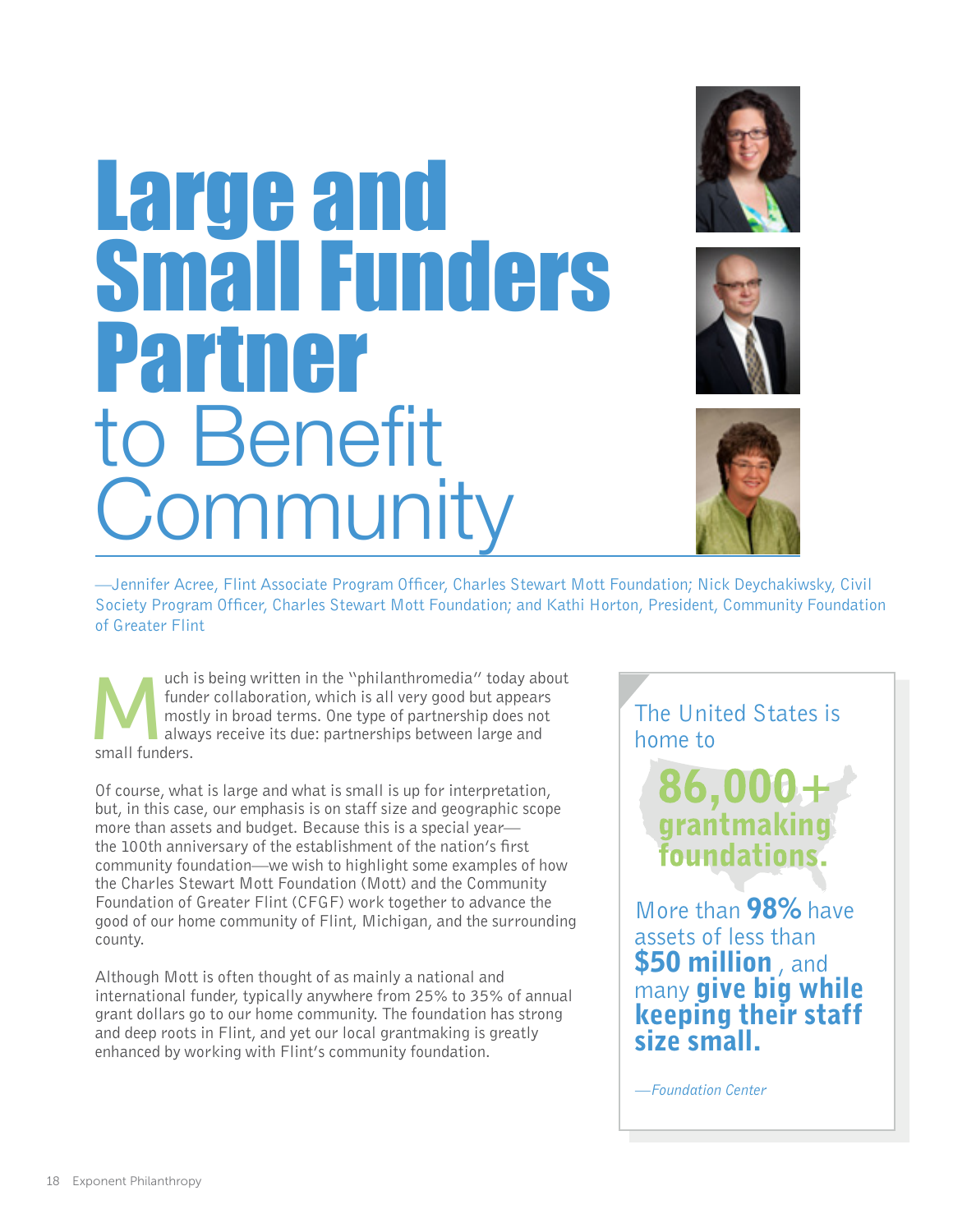# Large and Small Funders Partner to Benefit Community

—Jennifer Acree, Flint Associate Program Officer, Charles Stewart Mott Foundation; Nick Deychakiwsky, Civil Society Program Officer, Charles Stewart Mott Foundation; and Kathi Horton, President, Community Foundation of Greater Flint

Much is being written in the "philanthromedia" today about funder collaboration, which is all very good but appears mostly in broad terms. One type of partnership does not always receive its due: partnerships between large and small funders.

Of course, what is large and what is small is up for interpretation, but, in this case, our emphasis is on staff size and geographic scope more than assets and budget. Because this is a special year—the 100th anniversary of the establishment of the nation's first community foundation—we wish to highlight some examples of how the Charles Stewart Mott Foundation (Mott) and the Community Foundation of Greater Flint (CFGF) work together to advance the good of our home community of Flint, Michigan, and the surrounding county.

Although Mott is often thought of as mainly a national and international funder, typically anywhere from 25% to 35% of annual grant dollars go to our home community. The foundation has strong and deep roots in Flint, and yet our local grantmaking is greatly enhanced by working with Flint's community foundation.

> The United States is home to **86,000+ grantmaking foundations.**
>
> More than **98%** have assets of less than **$50 million**, and many **give big while keeping their staff size small.**
>
> *—Foundation Center*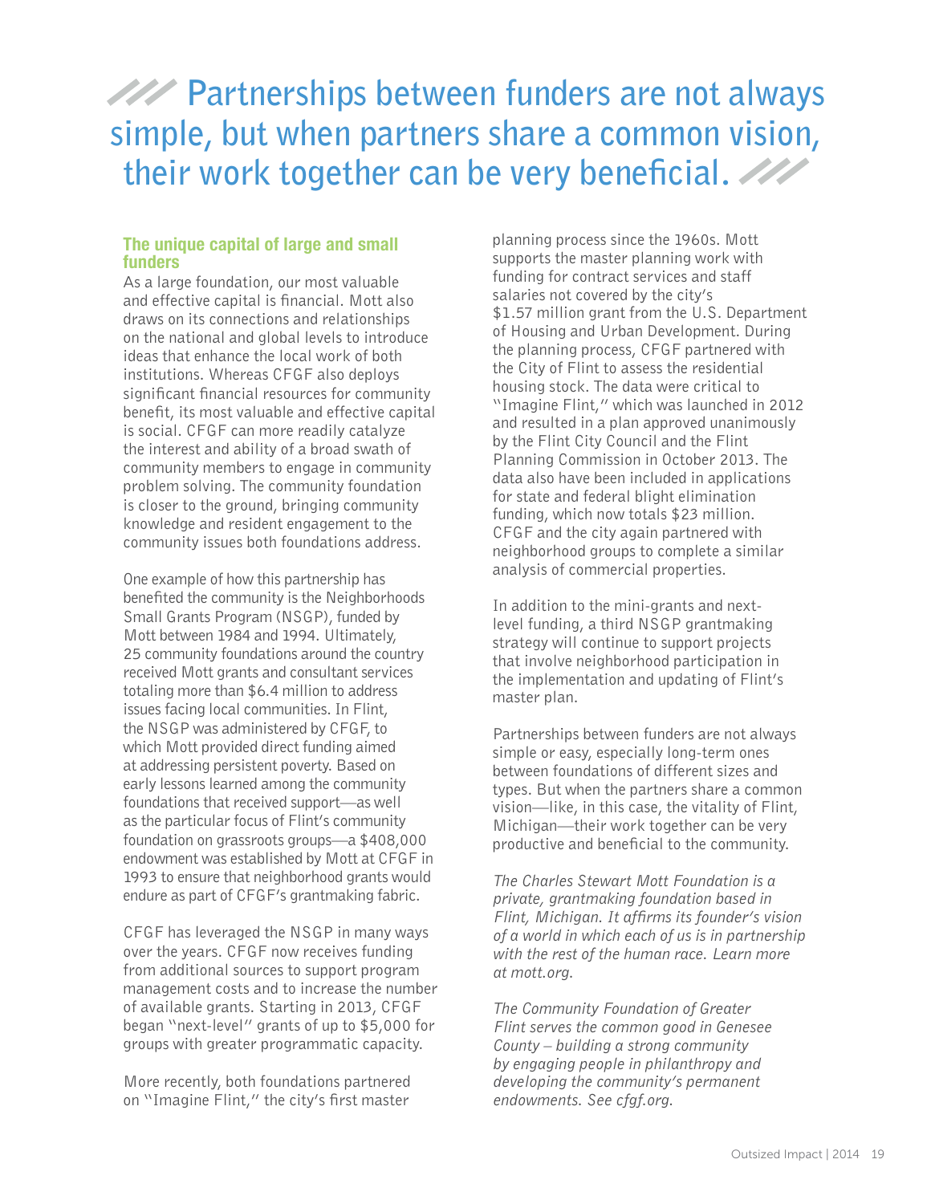> Partnerships between funders are not always simple, but when partners share a common vision, their work together can be very beneficial.

### The unique capital of large and small funders

As a large foundation, our most valuable and effective capital is financial. Mott also draws on its connections and relationships on the national and global levels to introduce ideas that enhance the local work of both institutions. Whereas CFGF also deploys significant financial resources for community benefit, its most valuable and effective capital is social. CFGF can more readily catalyze the interest and ability of a broad swath of community members to engage in community problem solving. The community foundation is closer to the ground, bringing community knowledge and resident engagement to the community issues both foundations address.

One example of how this partnership has benefited the community is the Neighborhoods Small Grants Program (NSGP), funded by Mott between 1984 and 1994. Ultimately, 25 community foundations around the country received Mott grants and consultant services totaling more than $6.4 million to address issues facing local communities. In Flint, the NSGP was administered by CFGF, to which Mott provided direct funding aimed at addressing persistent poverty. Based on early lessons learned among the community foundations that received support—as well as the particular focus of Flint's community foundation on grassroots groups—a $408,000 endowment was established by Mott at CFGF in 1993 to ensure that neighborhood grants would endure as part of CFGF's grantmaking fabric.

CFGF has leveraged the NSGP in many ways over the years. CFGF now receives funding from additional sources to support program management costs and to increase the number of available grants. Starting in 2013, CFGF began "next-level" grants of up to $5,000 for groups with greater programmatic capacity.

More recently, both foundations partnered on "Imagine Flint," the city's first master planning process since the 1960s. Mott supports the master planning work with funding for contract services and staff salaries not covered by the city's $1.57 million grant from the U.S. Department of Housing and Urban Development. During the planning process, CFGF partnered with the City of Flint to assess the residential housing stock. The data were critical to "Imagine Flint," which was launched in 2012 and resulted in a plan approved unanimously by the Flint City Council and the Flint Planning Commission in October 2013. The data also have been included in applications for state and federal blight elimination funding, which now totals $23 million. CFGF and the city again partnered with neighborhood groups to complete a similar analysis of commercial properties.

In addition to the mini-grants and next-level funding, a third NSGP grantmaking strategy will continue to support projects that involve neighborhood participation in the implementation and updating of Flint's master plan.

Partnerships between funders are not always simple or easy, especially long-term ones between foundations of different sizes and types. But when the partners share a common vision—like, in this case, the vitality of Flint, Michigan—their work together can be very productive and beneficial to the community.

*The Charles Stewart Mott Foundation is a private, grantmaking foundation based in Flint, Michigan. It affirms its founder's vision of a world in which each of us is in partnership with the rest of the human race. Learn more at mott.org.*

*The Community Foundation of Greater Flint serves the common good in Genesee County – building a strong community by engaging people in philanthropy and developing the community's permanent endowments. See cfgf.org.*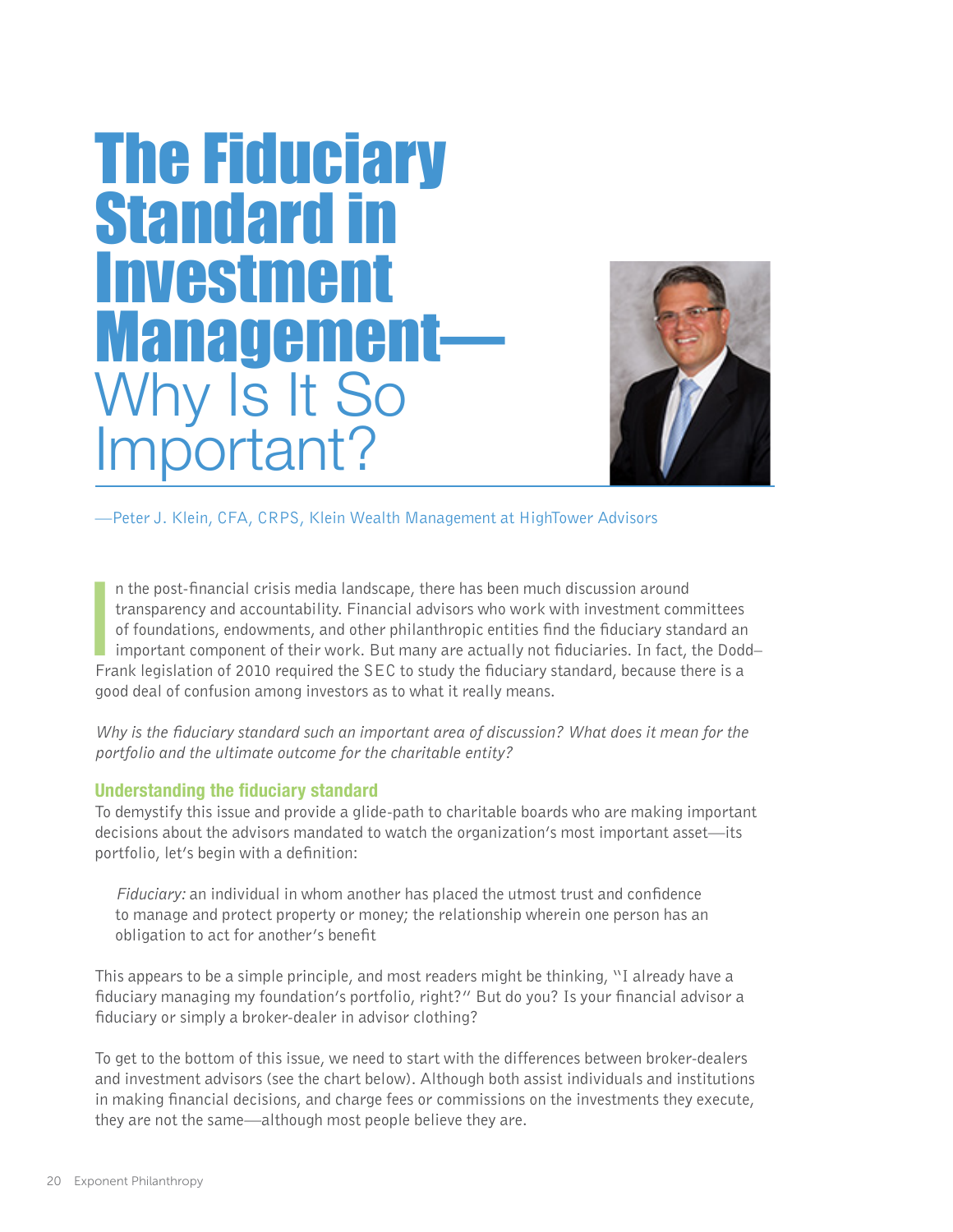# The Fiduciary Standard in Investment Management—Why Is It So Important?

—Peter J. Klein, CFA, CRPS, Klein Wealth Management at HighTower Advisors

In the post-financial crisis media landscape, there has been much discussion around transparency and accountability. Financial advisors who work with investment committees of foundations, endowments, and other philanthropic entities find the fiduciary standard an important component of their work. But many are actually not fiduciaries. In fact, the Dodd–Frank legislation of 2010 required the SEC to study the fiduciary standard, because there is a good deal of confusion among investors as to what it really means.

*Why is the fiduciary standard such an important area of discussion? What does it mean for the portfolio and the ultimate outcome for the charitable entity?*

## Understanding the fiduciary standard

To demystify this issue and provide a glide-path to charitable boards who are making important decisions about the advisors mandated to watch the organization's most important asset—its portfolio, let's begin with a definition:

> *Fiduciary:* an individual in whom another has placed the utmost trust and confidence to manage and protect property or money; the relationship wherein one person has an obligation to act for another's benefit

This appears to be a simple principle, and most readers might be thinking, "I already have a fiduciary managing my foundation's portfolio, right?" But do you? Is your financial advisor a fiduciary or simply a broker-dealer in advisor clothing?

To get to the bottom of this issue, we need to start with the differences between broker-dealers and investment advisors (see the chart below). Although both assist individuals and institutions in making financial decisions, and charge fees or commissions on the investments they execute, they are not the same—although most people believe they are.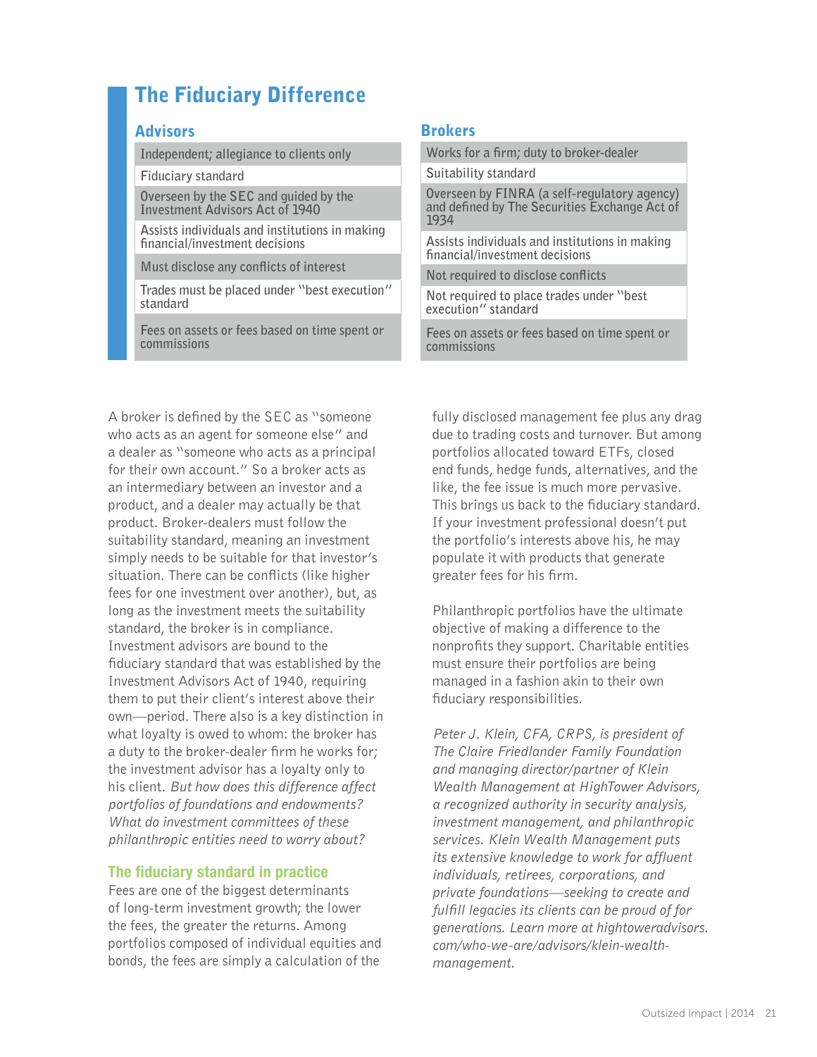# The Fiduciary Difference

| Advisors | Brokers |
|---|---|
| Independent; allegiance to clients only | Works for a firm; duty to broker-dealer |
| Fiduciary standard | Suitability standard |
| Overseen by the SEC and guided by the Investment Advisors Act of 1940 | Overseen by FINRA (a self-regulatory agency) and defined by The Securities Exchange Act of 1934 |
| Assists individuals and institutions in making financial/investment decisions | Assists individuals and institutions in making financial/investment decisions |
| Must disclose any conflicts of interest | Not required to disclose conflicts |
| Trades must be placed under "best execution" standard | Not required to place trades under "best execution" standard |
| Fees on assets or fees based on time spent or commissions | Fees on assets or fees based on time spent or commissions |

A broker is defined by the SEC as "someone who acts as an agent for someone else" and a dealer as "someone who acts as a principal for their own account." So a broker acts as an intermediary between an investor and a product, and a dealer may actually be that product. Broker-dealers must follow the suitability standard, meaning an investment simply needs to be suitable for that investor's situation. There can be conflicts (like higher fees for one investment over another), but, as long as the investment meets the suitability standard, the broker is in compliance. Investment advisors are bound to the fiduciary standard that was established by the Investment Advisors Act of 1940, requiring them to put their client's interest above their own—period. There also is a key distinction in what loyalty is owed to whom: the broker has a duty to the broker-dealer firm he works for; the investment advisor has a loyalty only to his client. *But how does this difference affect portfolios of foundations and endowments? What do investment committees of these philanthropic entities need to worry about?*

## The fiduciary standard in practice

Fees are one of the biggest determinants of long-term investment growth; the lower the fees, the greater the returns. Among portfolios composed of individual equities and bonds, the fees are simply a calculation of the fully disclosed management fee plus any drag due to trading costs and turnover. But among portfolios allocated toward ETFs, closed end funds, hedge funds, alternatives, and the like, the fee issue is much more pervasive. This brings us back to the fiduciary standard. If your investment professional doesn't put the portfolio's interests above his, he may populate it with products that generate greater fees for his firm.

Philanthropic portfolios have the ultimate objective of making a difference to the nonprofits they support. Charitable entities must ensure their portfolios are being managed in a fashion akin to their own fiduciary responsibilities.

*Peter J. Klein, CFA, CRPS, is president of The Claire Friedlander Family Foundation and managing director/partner of Klein Wealth Management at HighTower Advisors, a recognized authority in security analysis, investment management, and philanthropic services. Klein Wealth Management puts its extensive knowledge to work for affluent individuals, retirees, corporations, and private foundations—seeking to create and fulfill legacies its clients can be proud of for generations. Learn more at hightoweradvisors.com/who-we-are/advisors/klein-wealth-management.*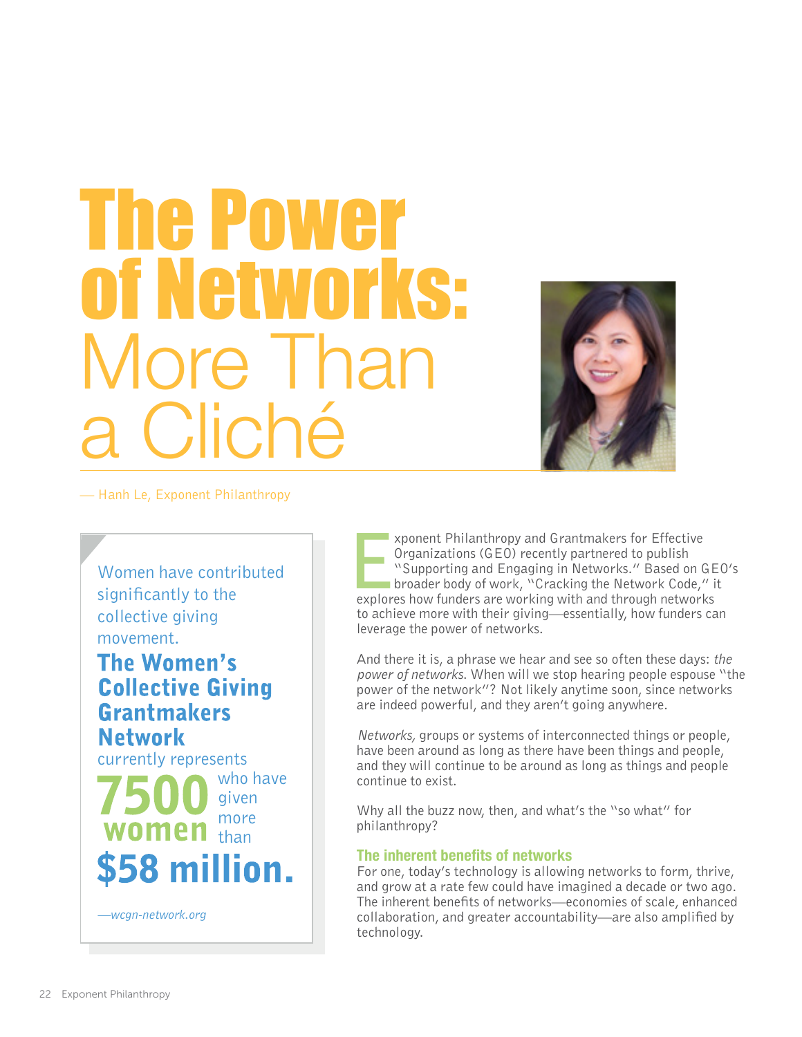# The Power of Networks: More Than a Cliché

— Hanh Le, Exponent Philanthropy

> Women have contributed significantly to the collective giving movement.
>
> **The Women's Collective Giving Grantmakers Network** currently represents **7500 women** who have given more than **$58 million.**
>
> *—wcgn-network.org*

Exponent Philanthropy and Grantmakers for Effective Organizations (GEO) recently partnered to publish "Supporting and Engaging in Networks." Based on GEO's broader body of work, "Cracking the Network Code," it explores how funders are working with and through networks to achieve more with their giving—essentially, how funders can leverage the power of networks.

And there it is, a phrase we hear and see so often these days: *the power of networks.* When will we stop hearing people espouse "the power of the network"? Not likely anytime soon, since networks are indeed powerful, and they aren't going anywhere.

*Networks,* groups or systems of interconnected things or people, have been around as long as there have been things and people, and they will continue to be around as long as things and people continue to exist.

Why all the buzz now, then, and what's the "so what" for philanthropy?

## The inherent benefits of networks

For one, today's technology is allowing networks to form, thrive, and grow at a rate few could have imagined a decade or two ago. The inherent benefits of networks—economies of scale, enhanced collaboration, and greater accountability—are also amplified by technology.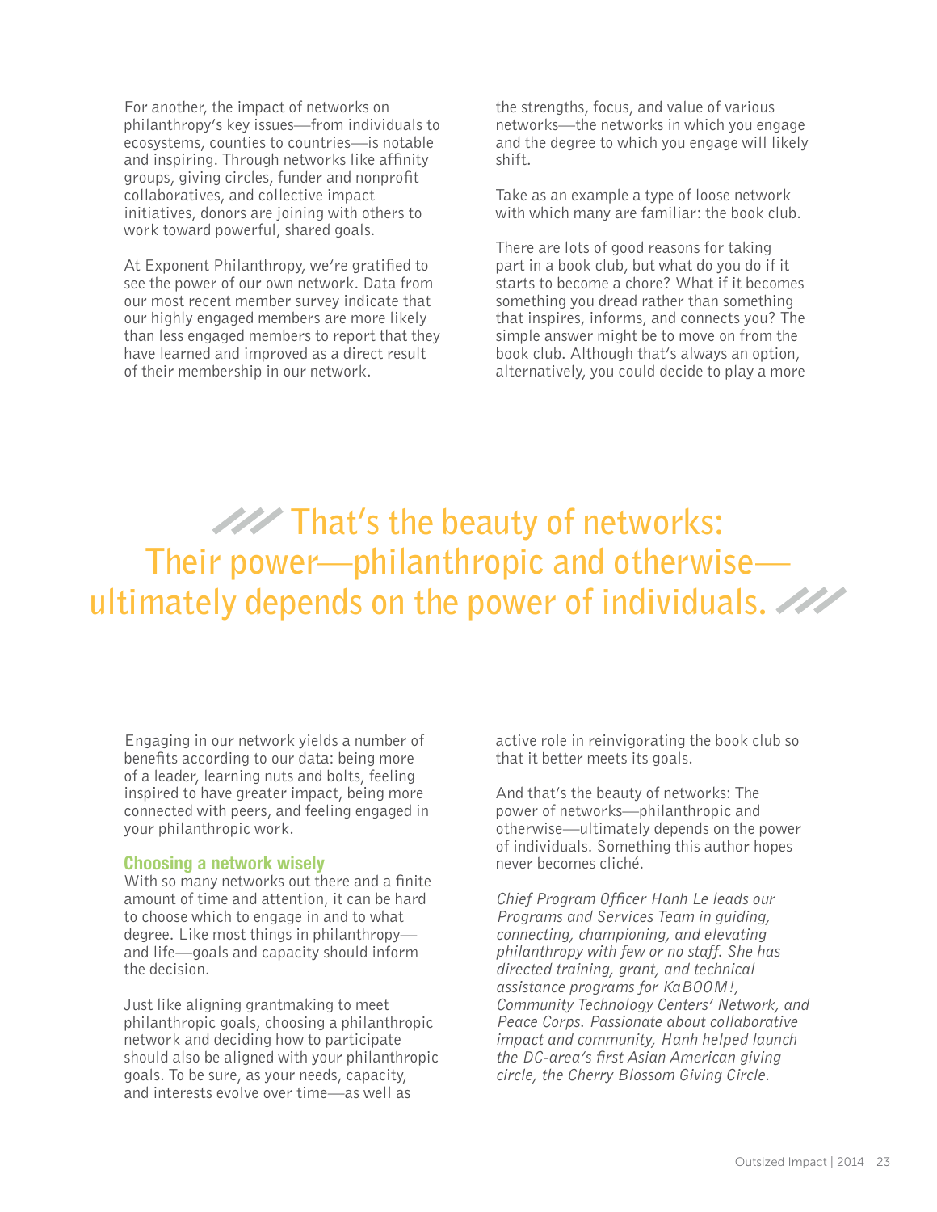For another, the impact of networks on philanthropy's key issues—from individuals to ecosystems, counties to countries—is notable and inspiring. Through networks like affinity groups, giving circles, funder and nonprofit collaboratives, and collective impact initiatives, donors are joining with others to work toward powerful, shared goals.

At Exponent Philanthropy, we're gratified to see the power of our own network. Data from our most recent member survey indicate that our highly engaged members are more likely than less engaged members to report that they have learned and improved as a direct result of their membership in our network.

> That's the beauty of networks: Their power—philanthropic and otherwise—ultimately depends on the power of individuals.

Engaging in our network yields a number of benefits according to our data: being more of a leader, learning nuts and bolts, feeling inspired to have greater impact, being more connected with peers, and feeling engaged in your philanthropic work.

### Choosing a network wisely

With so many networks out there and a finite amount of time and attention, it can be hard to choose which to engage in and to what degree. Like most things in philanthropy—and life—goals and capacity should inform the decision.

Just like aligning grantmaking to meet philanthropic goals, choosing a philanthropic network and deciding how to participate should also be aligned with your philanthropic goals. To be sure, as your needs, capacity, and interests evolve over time—as well as the strengths, focus, and value of various networks—the networks in which you engage and the degree to which you engage will likely shift.

Take as an example a type of loose network with which many are familiar: the book club.

There are lots of good reasons for taking part in a book club, but what do you do if it starts to become a chore? What if it becomes something you dread rather than something that inspires, informs, and connects you? The simple answer might be to move on from the book club. Although that's always an option, alternatively, you could decide to play a more active role in reinvigorating the book club so that it better meets its goals.

And that's the beauty of networks: The power of networks—philanthropic and otherwise—ultimately depends on the power of individuals. Something this author hopes never becomes cliché.

*Chief Program Officer Hanh Le leads our Programs and Services Team in guiding, connecting, championing, and elevating philanthropy with few or no staff. She has directed training, grant, and technical assistance programs for KaBOOM!, Community Technology Centers' Network, and Peace Corps. Passionate about collaborative impact and community, Hanh helped launch the DC-area's first Asian American giving circle, the Cherry Blossom Giving Circle.*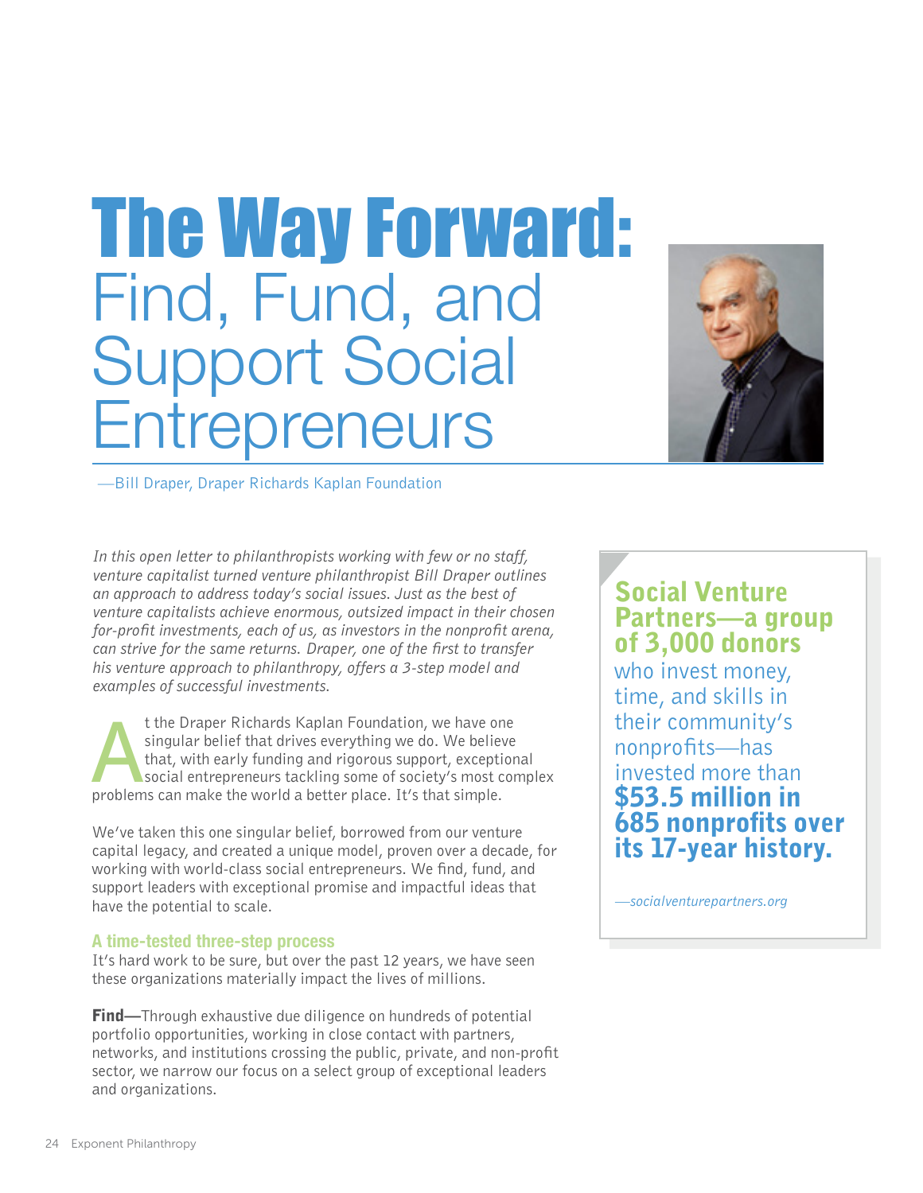# The Way Forward: Find, Fund, and Support Social Entrepreneurs

—Bill Draper, Draper Richards Kaplan Foundation

*In this open letter to philanthropists working with few or no staff, venture capitalist turned venture philanthropist Bill Draper outlines an approach to address today's social issues. Just as the best of venture capitalists achieve enormous, outsized impact in their chosen for-profit investments, each of us, as investors in the nonprofit arena, can strive for the same returns. Draper, one of the first to transfer his venture approach to philanthropy, offers a 3-step model and examples of successful investments.*

At the Draper Richards Kaplan Foundation, we have one singular belief that drives everything we do. We believe that, with early funding and rigorous support, exceptional social entrepreneurs tackling some of society's most complex problems can make the world a better place. It's that simple.

We've taken this one singular belief, borrowed from our venture capital legacy, and created a unique model, proven over a decade, for working with world-class social entrepreneurs. We find, fund, and support leaders with exceptional promise and impactful ideas that have the potential to scale.

### A time-tested three-step process

It's hard work to be sure, but over the past 12 years, we have seen these organizations materially impact the lives of millions.

**Find**—Through exhaustive due diligence on hundreds of potential portfolio opportunities, working in close contact with partners, networks, and institutions crossing the public, private, and non-profit sector, we narrow our focus on a select group of exceptional leaders and organizations.

> **Social Venture Partners—a group of 3,000 donors** who invest money, time, and skills in their community's nonprofits—has invested more than **$53.5 million in 685 nonprofits over its 17-year history.**
>
> *—socialventurepartners.org*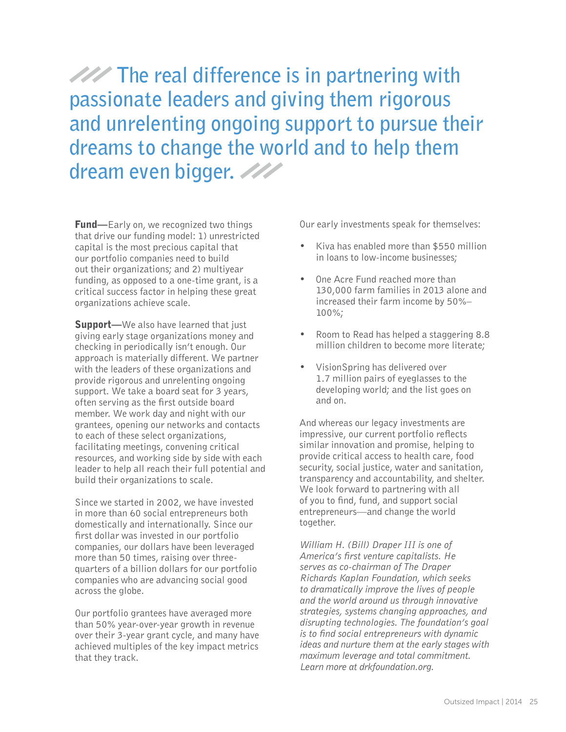## The real difference is in partnering with passionate leaders and giving them rigorous and unrelenting ongoing support to pursue their dreams to change the world and to help them dream even bigger.

**Fund—**Early on, we recognized two things that drive our funding model: 1) unrestricted capital is the most precious capital that our portfolio companies need to build out their organizations; and 2) multiyear funding, as opposed to a one-time grant, is a critical success factor in helping these great organizations achieve scale.

**Support—**We also have learned that just giving early stage organizations money and checking in periodically isn't enough. Our approach is materially different. We partner with the leaders of these organizations and provide rigorous and unrelenting ongoing support. We take a board seat for 3 years, often serving as the first outside board member. We work day and night with our grantees, opening our networks and contacts to each of these select organizations, facilitating meetings, convening critical resources, and working side by side with each leader to help all reach their full potential and build their organizations to scale.

Since we started in 2002, we have invested in more than 60 social entrepreneurs both domestically and internationally. Since our first dollar was invested in our portfolio companies, our dollars have been leveraged more than 50 times, raising over three-quarters of a billion dollars for our portfolio companies who are advancing social good across the globe.

Our portfolio grantees have averaged more than 50% year-over-year growth in revenue over their 3-year grant cycle, and many have achieved multiples of the key impact metrics that they track.

Our early investments speak for themselves:

- Kiva has enabled more than $550 million in loans to low-income businesses;
- One Acre Fund reached more than 130,000 farm families in 2013 alone and increased their farm income by 50%–100%;
- Room to Read has helped a staggering 8.8 million children to become more literate;
- VisionSpring has delivered over 1.7 million pairs of eyeglasses to the developing world; and the list goes on and on.

And whereas our legacy investments are impressive, our current portfolio reflects similar innovation and promise, helping to provide critical access to health care, food security, social justice, water and sanitation, transparency and accountability, and shelter. We look forward to partnering with all of you to find, fund, and support social entrepreneurs—and change the world together.

*William H. (Bill) Draper III is one of America's first venture capitalists. He serves as co-chairman of The Draper Richards Kaplan Foundation, which seeks to dramatically improve the lives of people and the world around us through innovative strategies, systems changing approaches, and disrupting technologies. The foundation's goal is to find social entrepreneurs with dynamic ideas and nurture them at the early stages with maximum leverage and total commitment. Learn more at drkfoundation.org.*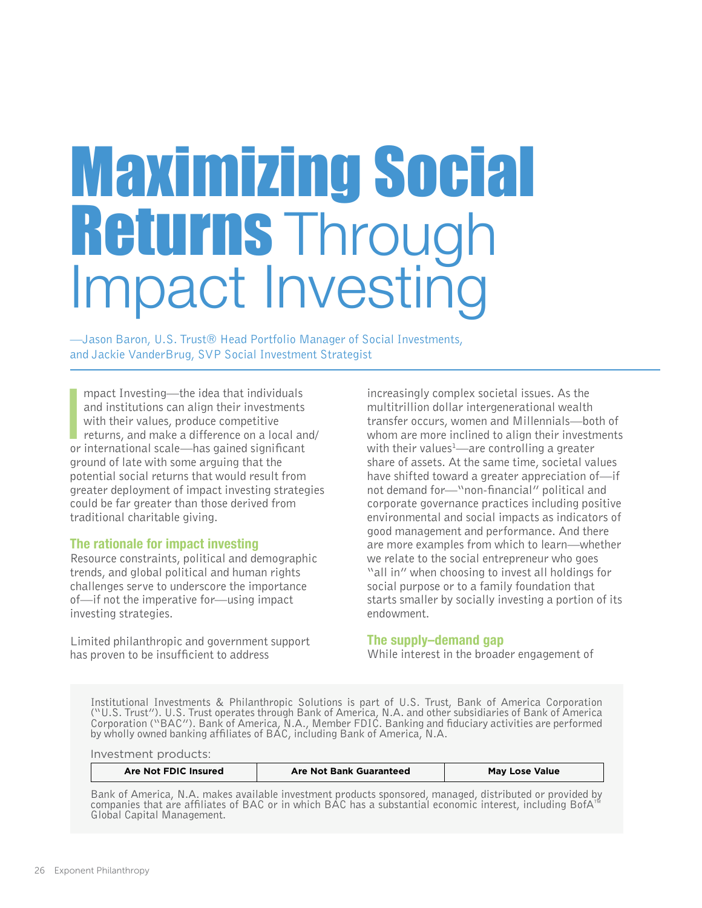# Maximizing Social Returns Through Impact Investing

—Jason Baron, U.S. Trust® Head Portfolio Manager of Social Investments, and Jackie VanderBrug, SVP Social Investment Strategist

Impact Investing—the idea that individuals and institutions can align their investments with their values, produce competitive returns, and make a difference on a local and/or international scale—has gained significant ground of late with some arguing that the potential social returns that would result from greater deployment of impact investing strategies could be far greater than those derived from traditional charitable giving.

## The rationale for impact investing

Resource constraints, political and demographic trends, and global political and human rights challenges serve to underscore the importance of—if not the imperative for—using impact investing strategies.

Limited philanthropic and government support has proven to be insufficient to address increasingly complex societal issues. As the multitrillion dollar intergenerational wealth transfer occurs, women and Millennials—both of whom are more inclined to align their investments with their values[1]—are controlling a greater share of assets. At the same time, societal values have shifted toward a greater appreciation of—if not demand for—"non-financial" political and corporate governance practices including positive environmental and social impacts as indicators of good management and performance. And there are more examples from which to learn—whether we relate to the social entrepreneur who goes "all in" when choosing to invest all holdings for social purpose or to a family foundation that starts smaller by socially investing a portion of its endowment.

## The supply–demand gap

While interest in the broader engagement of

Institutional Investments & Philanthropic Solutions is part of U.S. Trust, Bank of America Corporation ("U.S. Trust"). U.S. Trust operates through Bank of America, N.A. and other subsidiaries of Bank of America Corporation ("BAC"). Bank of America, N.A., Member FDIC. Banking and fiduciary activities are performed by wholly owned banking affiliates of BAC, including Bank of America, N.A.

Investment products:

| Are Not FDIC Insured | Are Not Bank Guaranteed | May Lose Value |
|---|---|---|

Bank of America, N.A. makes available investment products sponsored, managed, distributed or provided by companies that are affiliates of BAC or in which BAC has a substantial economic interest, including BofA™ Global Capital Management.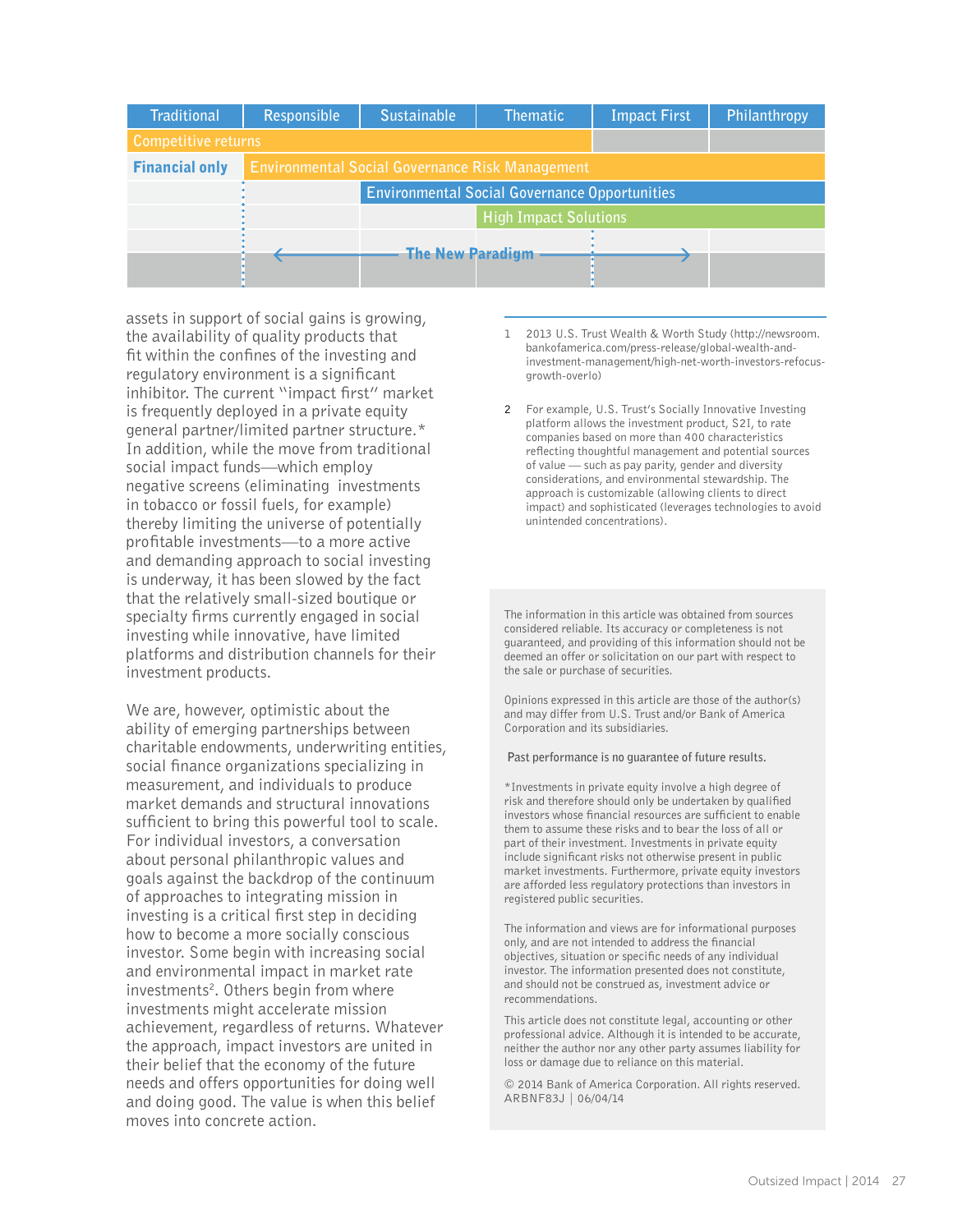| Traditional | Responsible | Sustainable | Thematic | Impact First | Philanthropy |
|---|---|---|---|---|---|
| Competitive returns | | | | | |
| **Financial only** | Environmental Social Governance Risk Management | | | | |
| | | Environmental Social Governance Opportunities | | | |
| | | | High Impact Solutions | | |
| | ← The New Paradigm → | | | | |

assets in support of social gains is growing, the availability of quality products that fit within the confines of the investing and regulatory environment is a significant inhibitor. The current "impact first" market is frequently deployed in a private equity general partner/limited partner structure.* In addition, while the move from traditional social impact funds—which employ negative screens (eliminating investments in tobacco or fossil fuels, for example) thereby limiting the universe of potentially profitable investments—to a more active and demanding approach to social investing is underway, it has been slowed by the fact that the relatively small-sized boutique or specialty firms currently engaged in social investing while innovative, have limited platforms and distribution channels for their investment products.

We are, however, optimistic about the ability of emerging partnerships between charitable endowments, underwriting entities, social finance organizations specializing in measurement, and individuals to produce market demands and structural innovations sufficient to bring this powerful tool to scale. For individual investors, a conversation about personal philanthropic values and goals against the backdrop of the continuum of approaches to integrating mission in investing is a critical first step in deciding how to become a more socially conscious investor. Some begin with increasing social and environmental impact in market rate investments[2]. Others begin from where investments might accelerate mission achievement, regardless of returns. Whatever the approach, impact investors are united in their belief that the economy of the future needs and offers opportunities for doing well and doing good. The value is when this belief moves into concrete action.

1 2013 U.S. Trust Wealth & Worth Study (http://newsroom.bankofamerica.com/press-release/global-wealth-and-investment-management/high-net-worth-investors-refocus-growth-overlo)

2 For example, U.S. Trust's Socially Innovative Investing platform allows the investment product, S2I, to rate companies based on more than 400 characteristics reflecting thoughtful management and potential sources of value — such as pay parity, gender and diversity considerations, and environmental stewardship. The approach is customizable (allowing clients to direct impact) and sophisticated (leverages technologies to avoid unintended concentrations).

The information in this article was obtained from sources considered reliable. Its accuracy or completeness is not guaranteed, and providing of this information should not be deemed an offer or solicitation on our part with respect to the sale or purchase of securities.

Opinions expressed in this article are those of the author(s) and may differ from U.S. Trust and/or Bank of America Corporation and its subsidiaries.

Past performance is no guarantee of future results.

*Investments in private equity involve a high degree of risk and therefore should only be undertaken by qualified investors whose financial resources are sufficient to enable them to assume these risks and to bear the loss of all or part of their investment. Investments in private equity include significant risks not otherwise present in public market investments. Furthermore, private equity investors are afforded less regulatory protections than investors in registered public securities.

The information and views are for informational purposes only, and are not intended to address the financial objectives, situation or specific needs of any individual investor. The information presented does not constitute, and should not be construed as, investment advice or recommendations.

This article does not constitute legal, accounting or other professional advice. Although it is intended to be accurate, neither the author nor any other party assumes liability for loss or damage due to reliance on this material.

© 2014 Bank of America Corporation. All rights reserved. ARBNF83J | 06/04/14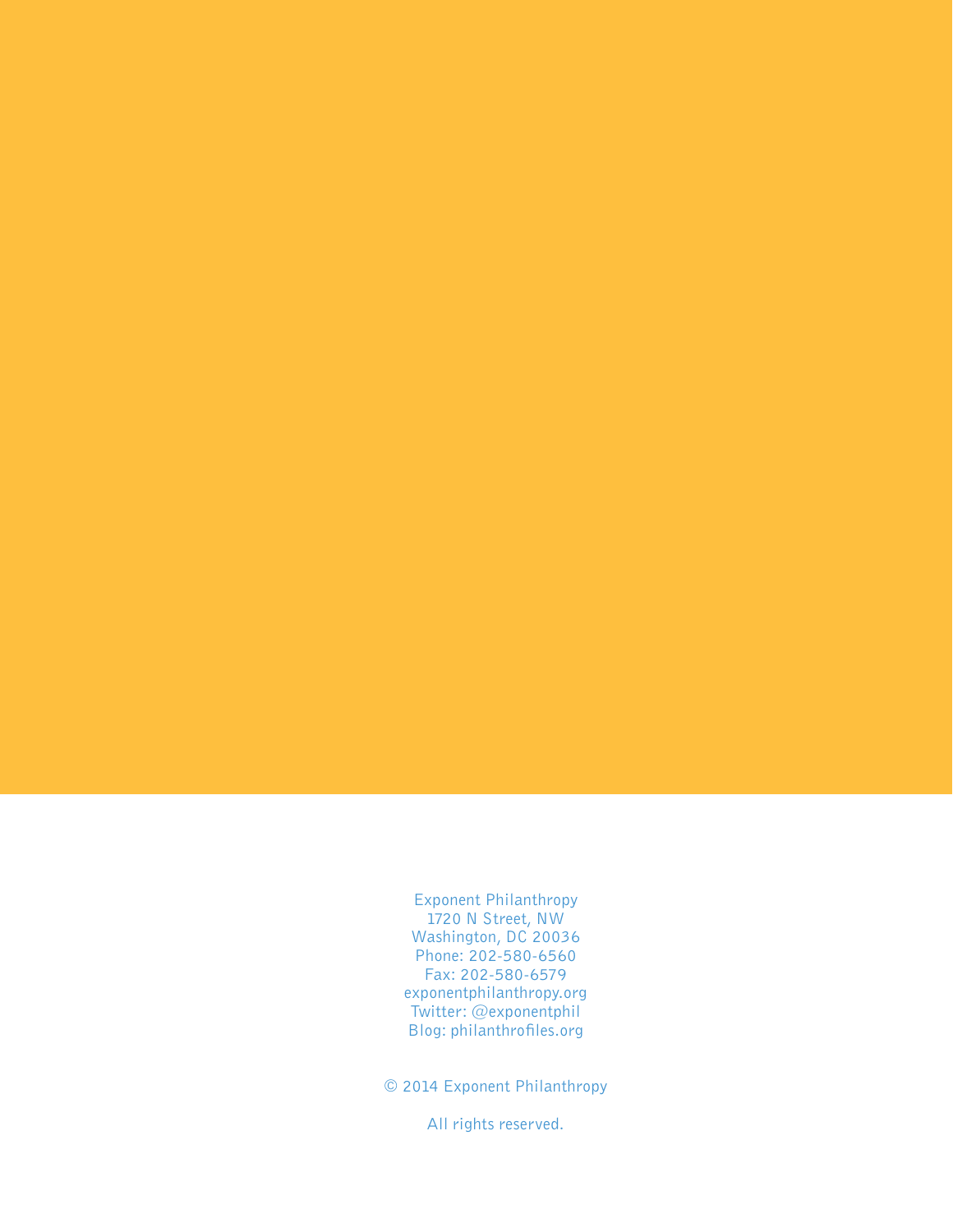Exponent Philanthropy
1720 N Street, NW
Washington, DC 20036
Phone: 202-580-6560
Fax: 202-580-6579
exponentphilanthropy.org
Twitter: @exponentphil
Blog: philanthrofiles.org

© 2014 Exponent Philanthropy

All rights reserved.